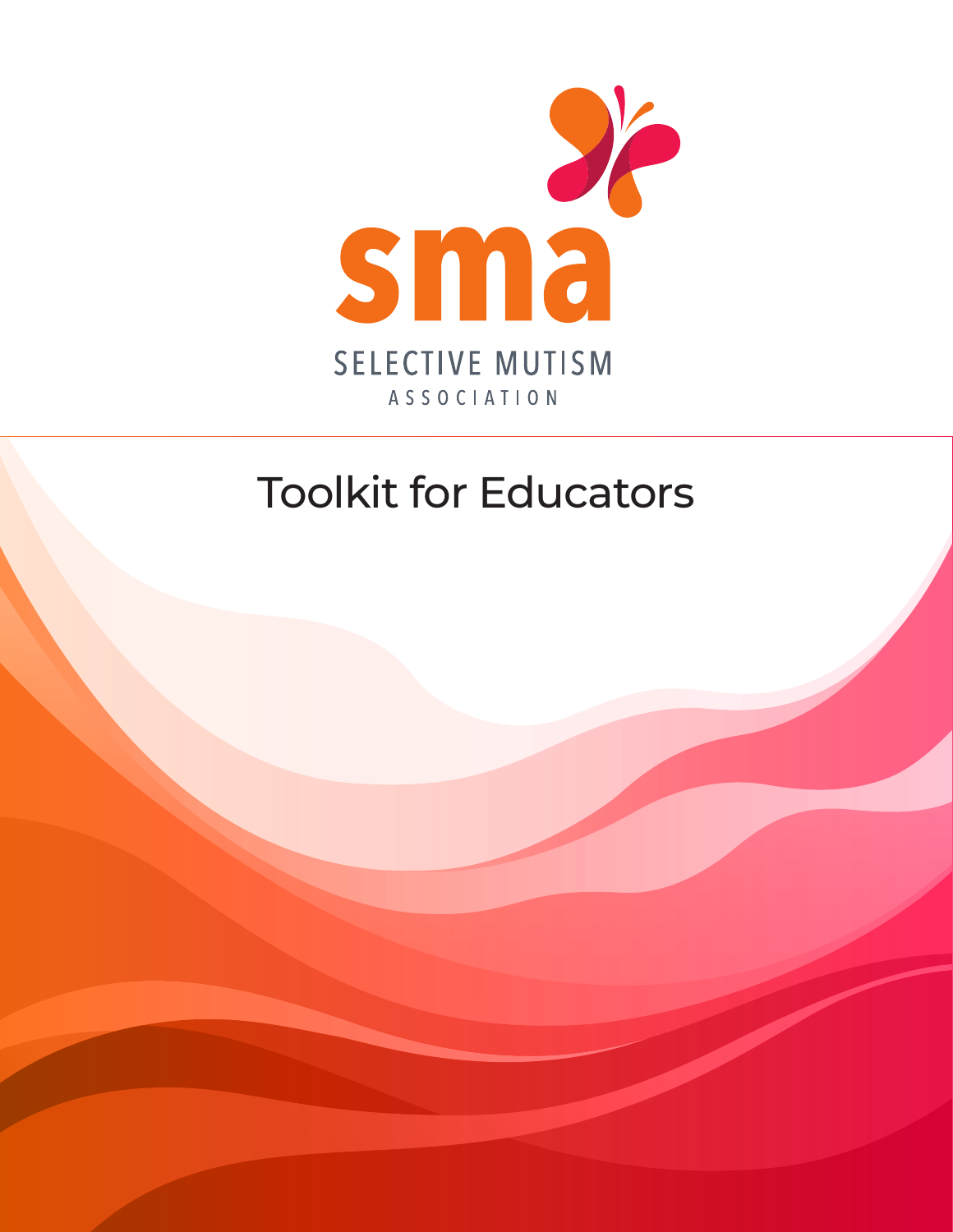sma

SELECTIVE MUTISM

ASSOCIATION

# Toolkit for Educators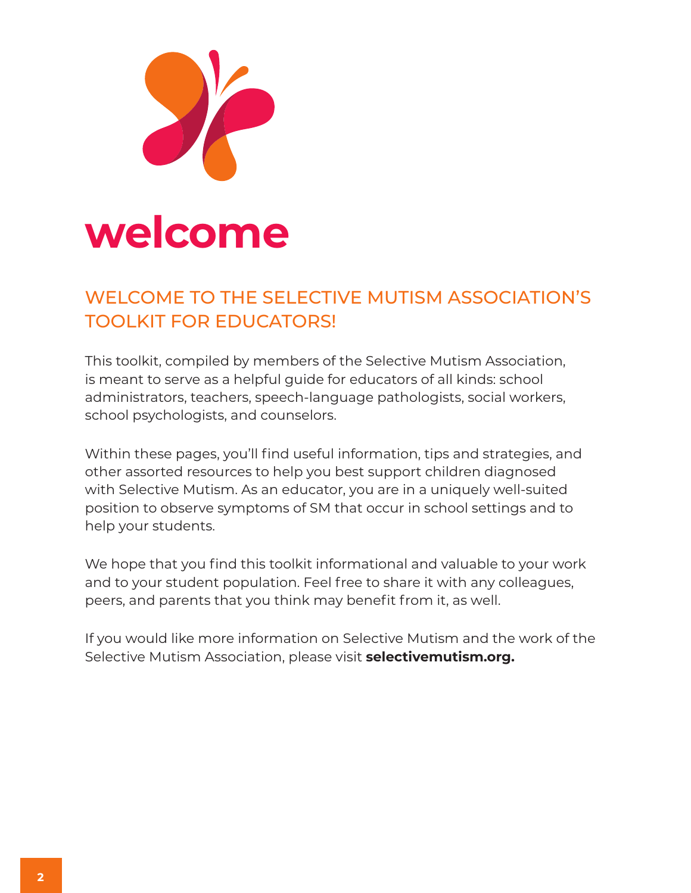# welcome

## WELCOME TO THE SELECTIVE MUTISM ASSOCIATION'S TOOLKIT FOR EDUCATORS!

This toolkit, compiled by members of the Selective Mutism Association, is meant to serve as a helpful guide for educators of all kinds: school administrators, teachers, speech-language pathologists, social workers, school psychologists, and counselors.

Within these pages, you'll find useful information, tips and strategies, and other assorted resources to help you best support children diagnosed with Selective Mutism. As an educator, you are in a uniquely well-suited position to observe symptoms of SM that occur in school settings and to help your students.

We hope that you find this toolkit informational and valuable to your work and to your student population. Feel free to share it with any colleagues, peers, and parents that you think may benefit from it, as well.

If you would like more information on Selective Mutism and the work of the Selective Mutism Association, please visit **selectivemutism.org.**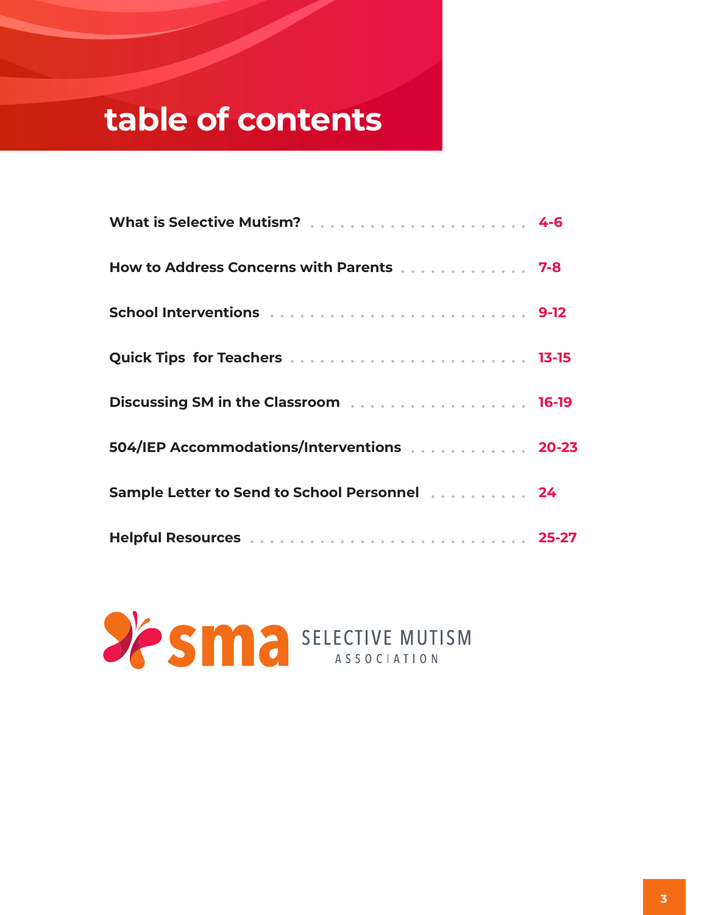# table of contents

| | |
|---|---|
| **What is Selective Mutism?** | **4-6** |
| **How to Address Concerns with Parents** | **7-8** |
| **School Interventions** | **9-12** |
| **Quick Tips for Teachers** | **13-15** |
| **Discussing SM in the Classroom** | **16-19** |
| **504/IEP Accommodations/Interventions** | **20-23** |
| **Sample Letter to Send to School Personnel** | **24** |
| **Helpful Resources** | **25-27** |

sma SELECTIVE MUTISM ASSOCIATION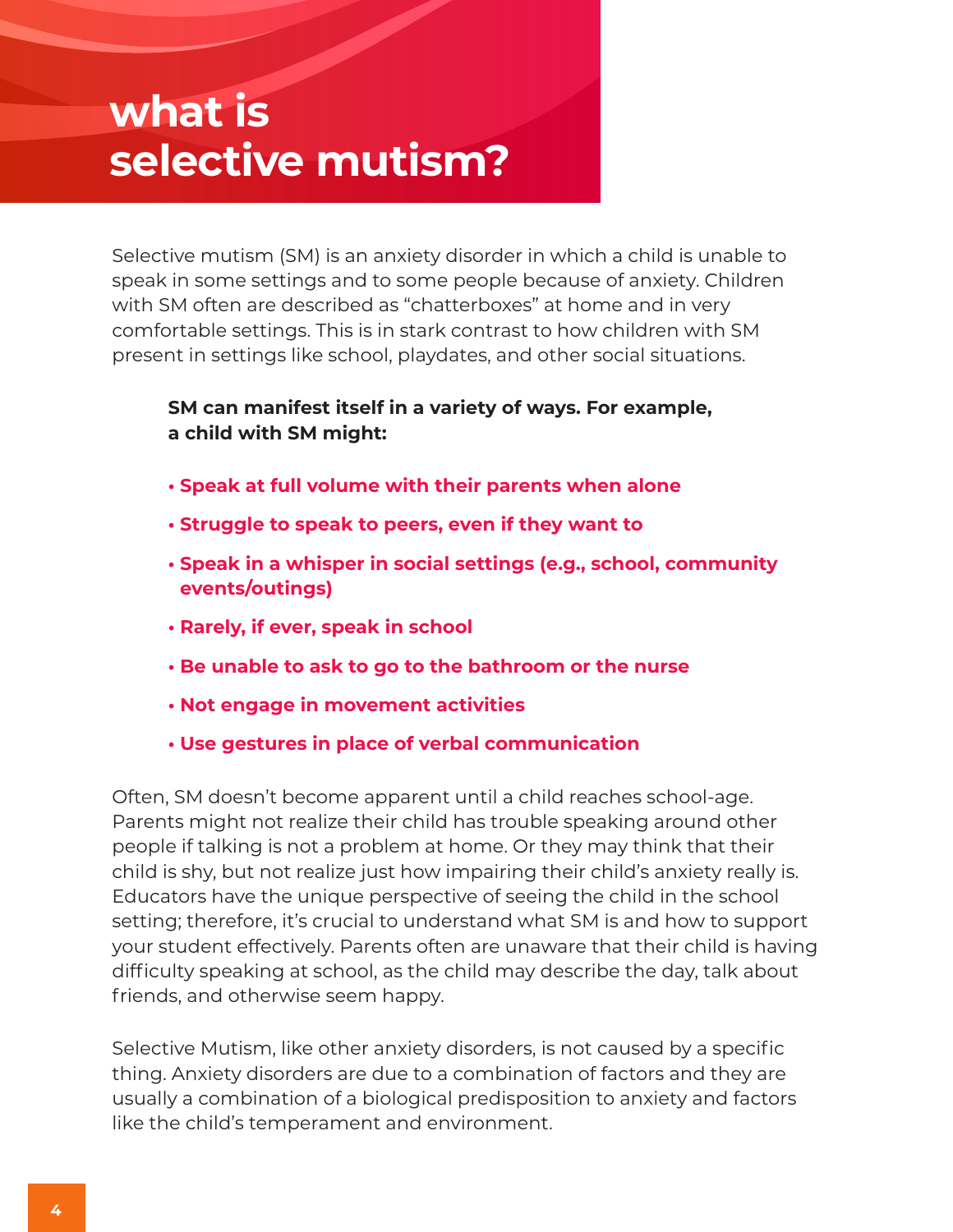# what is selective mutism?

Selective mutism (SM) is an anxiety disorder in which a child is unable to speak in some settings and to some people because of anxiety. Children with SM often are described as "chatterboxes" at home and in very comfortable settings. This is in stark contrast to how children with SM present in settings like school, playdates, and other social situations.

**SM can manifest itself in a variety of ways. For example, a child with SM might:**

- **Speak at full volume with their parents when alone**
- **Struggle to speak to peers, even if they want to**
- **Speak in a whisper in social settings (e.g., school, community events/outings)**
- **Rarely, if ever, speak in school**
- **Be unable to ask to go to the bathroom or the nurse**
- **Not engage in movement activities**
- **Use gestures in place of verbal communication**

Often, SM doesn't become apparent until a child reaches school-age. Parents might not realize their child has trouble speaking around other people if talking is not a problem at home. Or they may think that their child is shy, but not realize just how impairing their child's anxiety really is. Educators have the unique perspective of seeing the child in the school setting; therefore, it's crucial to understand what SM is and how to support your student effectively. Parents often are unaware that their child is having difficulty speaking at school, as the child may describe the day, talk about friends, and otherwise seem happy.

Selective Mutism, like other anxiety disorders, is not caused by a specific thing. Anxiety disorders are due to a combination of factors and they are usually a combination of a biological predisposition to anxiety and factors like the child's temperament and environment.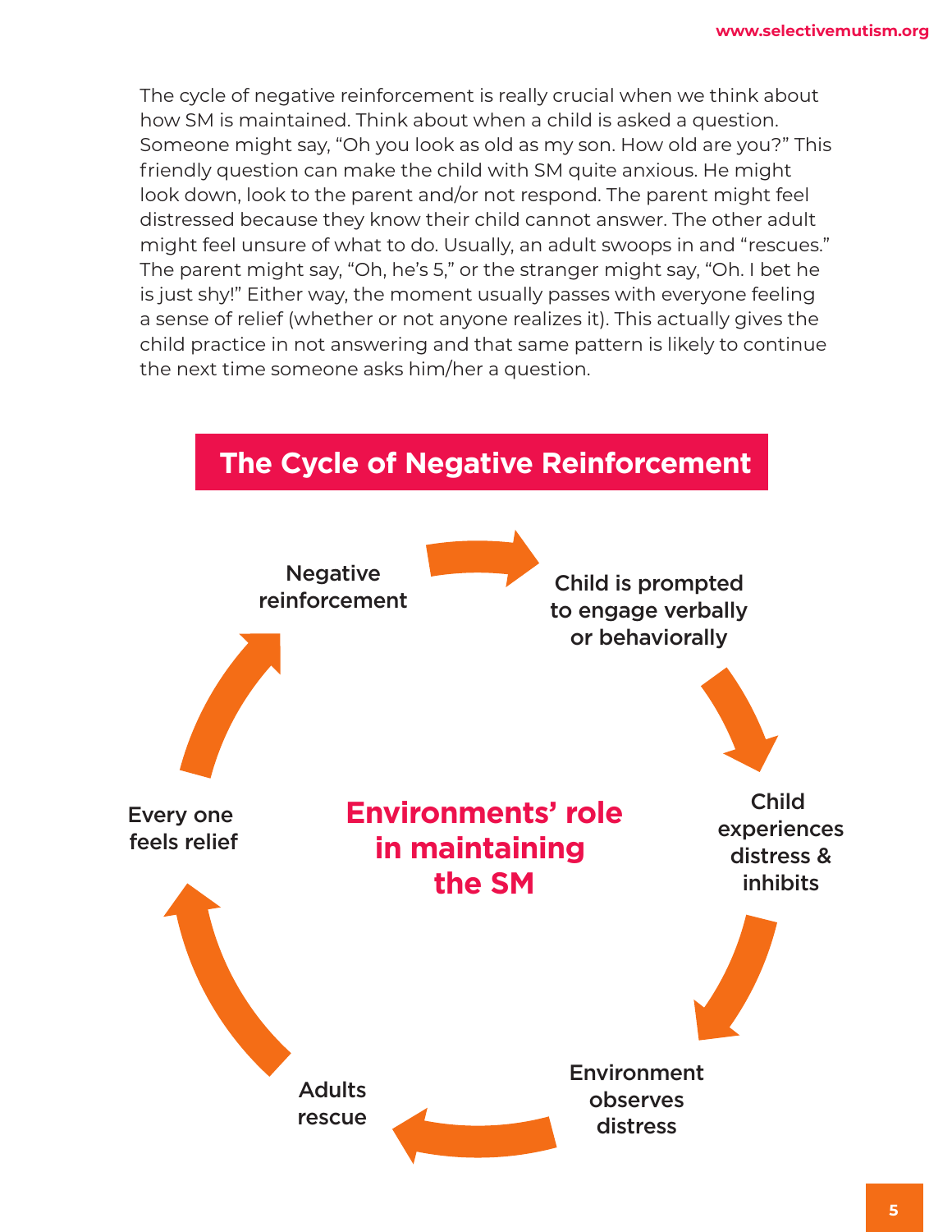The cycle of negative reinforcement is really crucial when we think about how SM is maintained. Think about when a child is asked a question. Someone might say, "Oh you look as old as my son. How old are you?" This friendly question can make the child with SM quite anxious. He might look down, look to the parent and/or not respond. The parent might feel distressed because they know their child cannot answer. The other adult might feel unsure of what to do. Usually, an adult swoops in and "rescues." The parent might say, "Oh, he's 5," or the stranger might say, "Oh. I bet he is just shy!" Either way, the moment usually passes with everyone feeling a sense of relief (whether or not anyone realizes it). This actually gives the child practice in not answering and that same pattern is likely to continue the next time someone asks him/her a question.

## The Cycle of Negative Reinforcement

**Environments' role in maintaining the SM**

- **Negative reinforcement** →
- **Child is prompted to engage verbally or behaviorally** →
- **Child experiences distress & inhibits** →
- **Environment observes distress** →
- **Adults rescue** →
- **Every one feels relief** →
- (back to) **Negative reinforcement**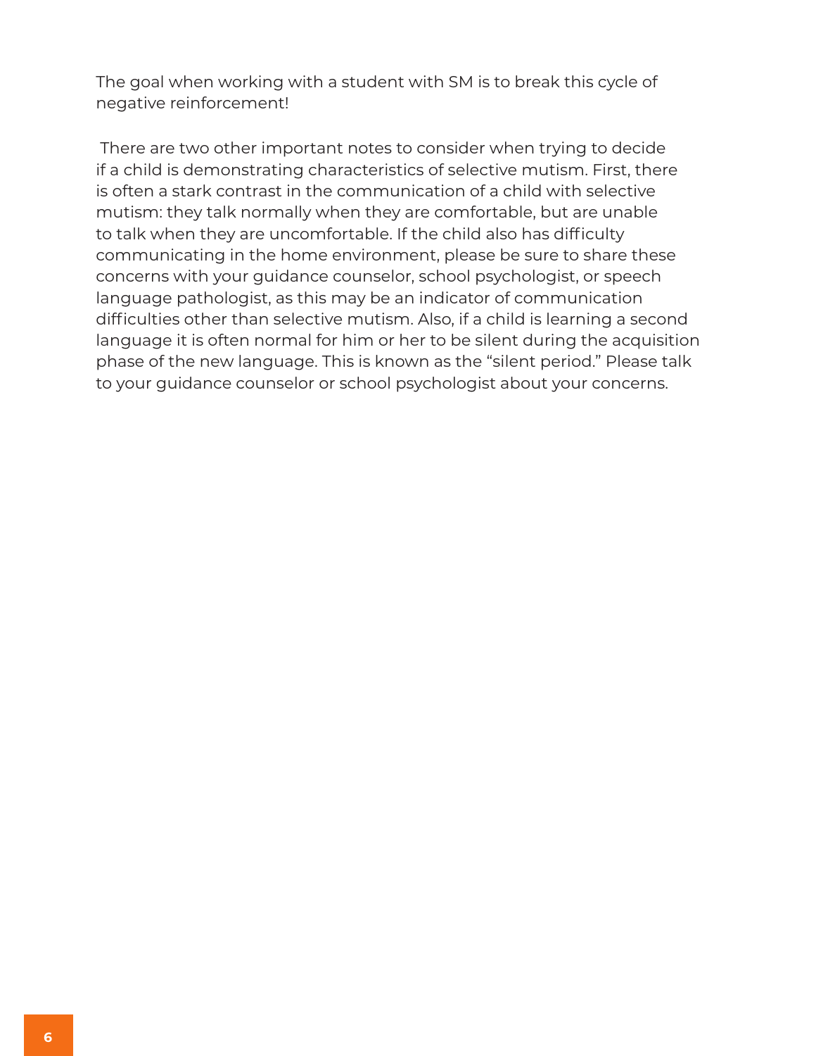The goal when working with a student with SM is to break this cycle of negative reinforcement!

There are two other important notes to consider when trying to decide if a child is demonstrating characteristics of selective mutism. First, there is often a stark contrast in the communication of a child with selective mutism: they talk normally when they are comfortable, but are unable to talk when they are uncomfortable. If the child also has difficulty communicating in the home environment, please be sure to share these concerns with your guidance counselor, school psychologist, or speech language pathologist, as this may be an indicator of communication difficulties other than selective mutism. Also, if a child is learning a second language it is often normal for him or her to be silent during the acquisition phase of the new language. This is known as the "silent period." Please talk to your guidance counselor or school psychologist about your concerns.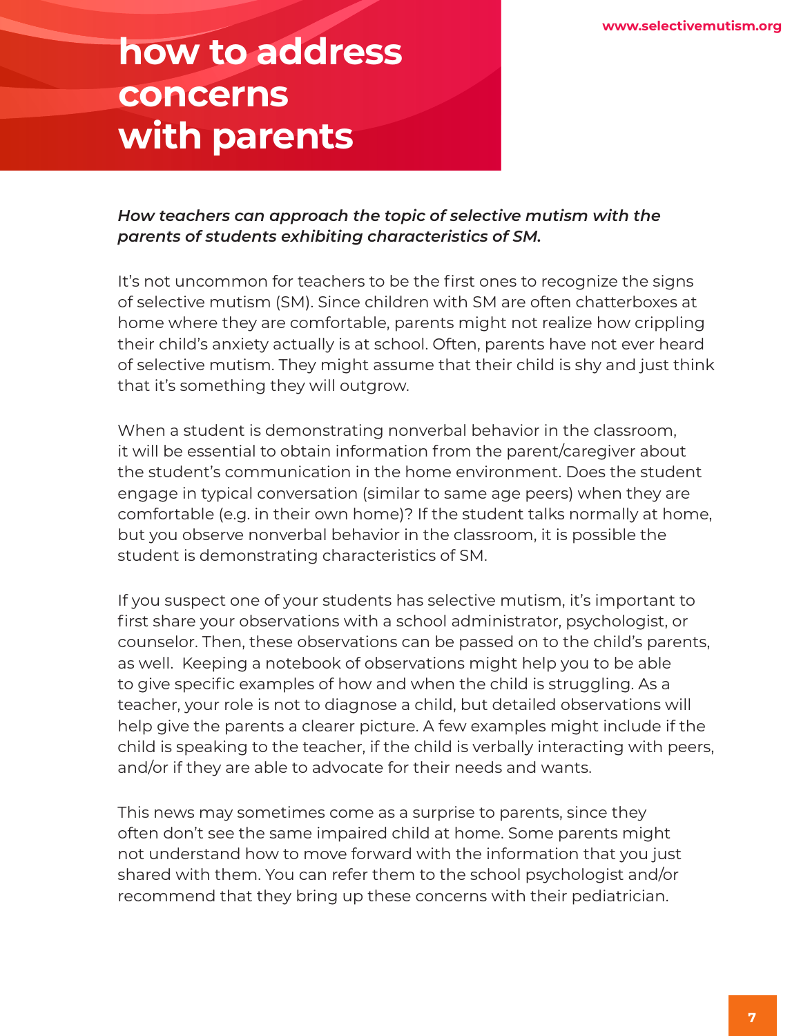# how to address concerns with parents

***How teachers can approach the topic of selective mutism with the parents of students exhibiting characteristics of SM.***

It's not uncommon for teachers to be the first ones to recognize the signs of selective mutism (SM). Since children with SM are often chatterboxes at home where they are comfortable, parents might not realize how crippling their child's anxiety actually is at school. Often, parents have not ever heard of selective mutism. They might assume that their child is shy and just think that it's something they will outgrow.

When a student is demonstrating nonverbal behavior in the classroom, it will be essential to obtain information from the parent/caregiver about the student's communication in the home environment. Does the student engage in typical conversation (similar to same age peers) when they are comfortable (e.g. in their own home)? If the student talks normally at home, but you observe nonverbal behavior in the classroom, it is possible the student is demonstrating characteristics of SM.

If you suspect one of your students has selective mutism, it's important to first share your observations with a school administrator, psychologist, or counselor. Then, these observations can be passed on to the child's parents, as well. Keeping a notebook of observations might help you to be able to give specific examples of how and when the child is struggling. As a teacher, your role is not to diagnose a child, but detailed observations will help give the parents a clearer picture. A few examples might include if the child is speaking to the teacher, if the child is verbally interacting with peers, and/or if they are able to advocate for their needs and wants.

This news may sometimes come as a surprise to parents, since they often don't see the same impaired child at home. Some parents might not understand how to move forward with the information that you just shared with them. You can refer them to the school psychologist and/or recommend that they bring up these concerns with their pediatrician.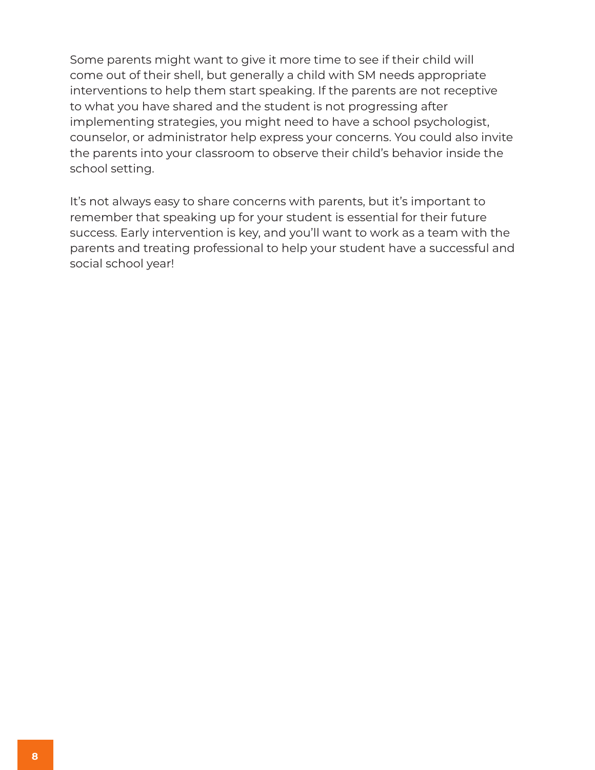Some parents might want to give it more time to see if their child will come out of their shell, but generally a child with SM needs appropriate interventions to help them start speaking. If the parents are not receptive to what you have shared and the student is not progressing after implementing strategies, you might need to have a school psychologist, counselor, or administrator help express your concerns. You could also invite the parents into your classroom to observe their child's behavior inside the school setting.

It's not always easy to share concerns with parents, but it's important to remember that speaking up for your student is essential for their future success. Early intervention is key, and you'll want to work as a team with the parents and treating professional to help your student have a successful and social school year!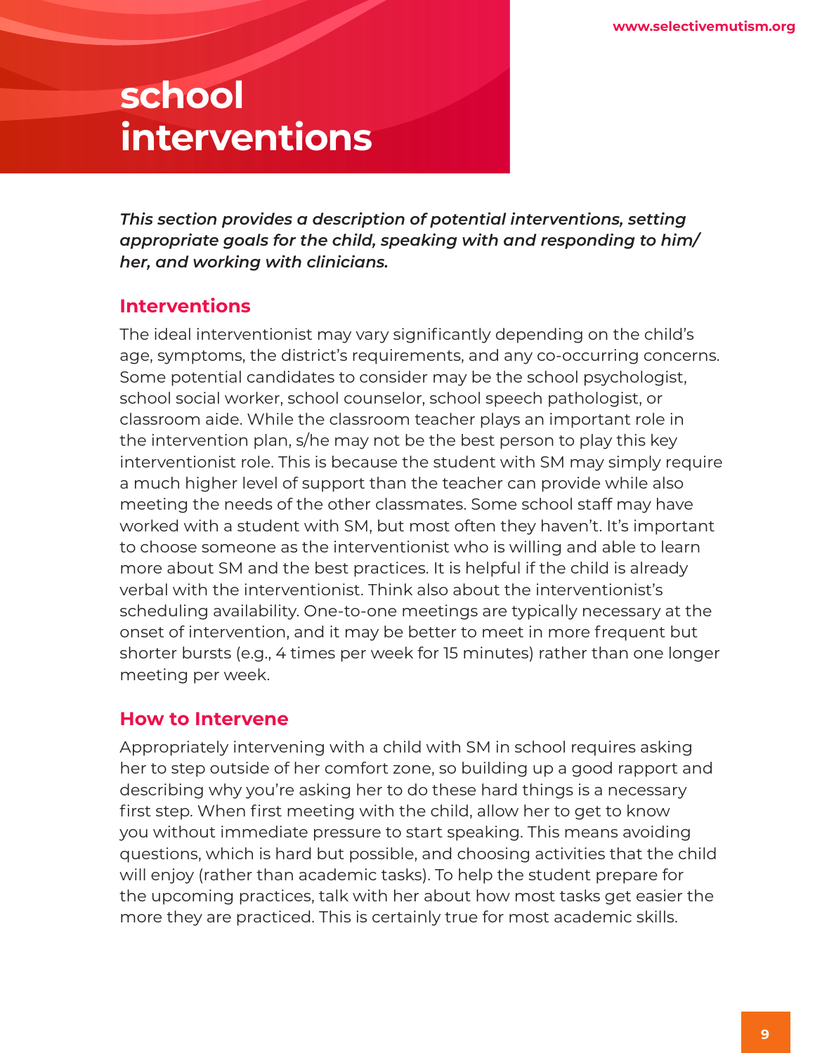# school interventions

***This section provides a description of potential interventions, setting appropriate goals for the child, speaking with and responding to him/her, and working with clinicians.***

## Interventions

The ideal interventionist may vary significantly depending on the child's age, symptoms, the district's requirements, and any co-occurring concerns. Some potential candidates to consider may be the school psychologist, school social worker, school counselor, school speech pathologist, or classroom aide. While the classroom teacher plays an important role in the intervention plan, s/he may not be the best person to play this key interventionist role. This is because the student with SM may simply require a much higher level of support than the teacher can provide while also meeting the needs of the other classmates. Some school staff may have worked with a student with SM, but most often they haven't. It's important to choose someone as the interventionist who is willing and able to learn more about SM and the best practices. It is helpful if the child is already verbal with the interventionist. Think also about the interventionist's scheduling availability. One-to-one meetings are typically necessary at the onset of intervention, and it may be better to meet in more frequent but shorter bursts (e.g., 4 times per week for 15 minutes) rather than one longer meeting per week.

## How to Intervene

Appropriately intervening with a child with SM in school requires asking her to step outside of her comfort zone, so building up a good rapport and describing why you're asking her to do these hard things is a necessary first step. When first meeting with the child, allow her to get to know you without immediate pressure to start speaking. This means avoiding questions, which is hard but possible, and choosing activities that the child will enjoy (rather than academic tasks). To help the student prepare for the upcoming practices, talk with her about how most tasks get easier the more they are practiced. This is certainly true for most academic skills.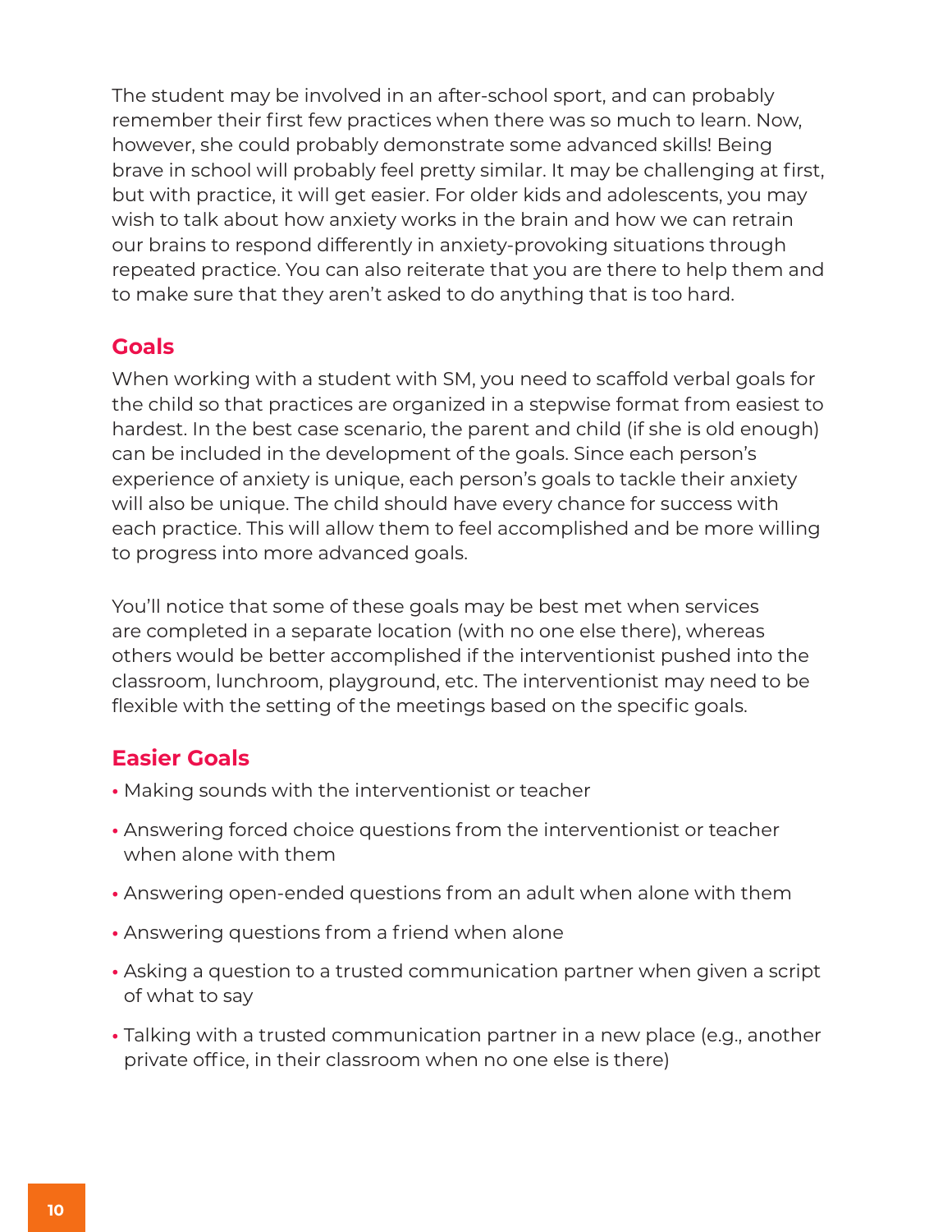The student may be involved in an after-school sport, and can probably remember their first few practices when there was so much to learn. Now, however, she could probably demonstrate some advanced skills! Being brave in school will probably feel pretty similar. It may be challenging at first, but with practice, it will get easier. For older kids and adolescents, you may wish to talk about how anxiety works in the brain and how we can retrain our brains to respond differently in anxiety-provoking situations through repeated practice. You can also reiterate that you are there to help them and to make sure that they aren't asked to do anything that is too hard.

## Goals

When working with a student with SM, you need to scaffold verbal goals for the child so that practices are organized in a stepwise format from easiest to hardest. In the best case scenario, the parent and child (if she is old enough) can be included in the development of the goals. Since each person's experience of anxiety is unique, each person's goals to tackle their anxiety will also be unique. The child should have every chance for success with each practice. This will allow them to feel accomplished and be more willing to progress into more advanced goals.

You'll notice that some of these goals may be best met when services are completed in a separate location (with no one else there), whereas others would be better accomplished if the interventionist pushed into the classroom, lunchroom, playground, etc. The interventionist may need to be flexible with the setting of the meetings based on the specific goals.

## Easier Goals

- Making sounds with the interventionist or teacher
- Answering forced choice questions from the interventionist or teacher when alone with them
- Answering open-ended questions from an adult when alone with them
- Answering questions from a friend when alone
- Asking a question to a trusted communication partner when given a script of what to say
- Talking with a trusted communication partner in a new place (e.g., another private office, in their classroom when no one else is there)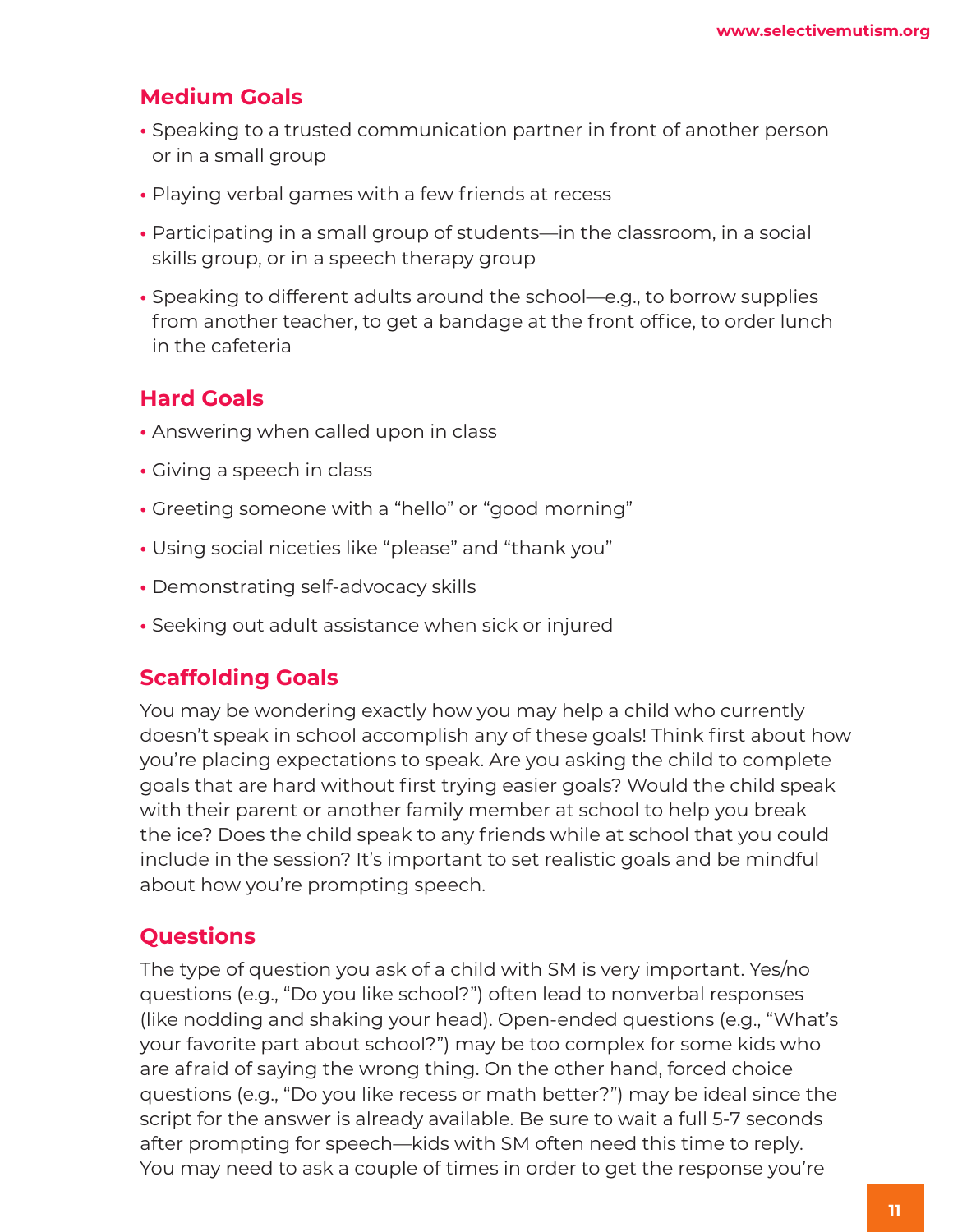## Medium Goals

- Speaking to a trusted communication partner in front of another person or in a small group
- Playing verbal games with a few friends at recess
- Participating in a small group of students—in the classroom, in a social skills group, or in a speech therapy group
- Speaking to different adults around the school—e.g., to borrow supplies from another teacher, to get a bandage at the front office, to order lunch in the cafeteria

## Hard Goals

- Answering when called upon in class
- Giving a speech in class
- Greeting someone with a "hello" or "good morning"
- Using social niceties like "please" and "thank you"
- Demonstrating self-advocacy skills
- Seeking out adult assistance when sick or injured

## Scaffolding Goals

You may be wondering exactly how you may help a child who currently doesn't speak in school accomplish any of these goals! Think first about how you're placing expectations to speak. Are you asking the child to complete goals that are hard without first trying easier goals? Would the child speak with their parent or another family member at school to help you break the ice? Does the child speak to any friends while at school that you could include in the session? It's important to set realistic goals and be mindful about how you're prompting speech.

## Questions

The type of question you ask of a child with SM is very important. Yes/no questions (e.g., "Do you like school?") often lead to nonverbal responses (like nodding and shaking your head). Open-ended questions (e.g., "What's your favorite part about school?") may be too complex for some kids who are afraid of saying the wrong thing. On the other hand, forced choice questions (e.g., "Do you like recess or math better?") may be ideal since the script for the answer is already available. Be sure to wait a full 5-7 seconds after prompting for speech—kids with SM often need this time to reply. You may need to ask a couple of times in order to get the response you're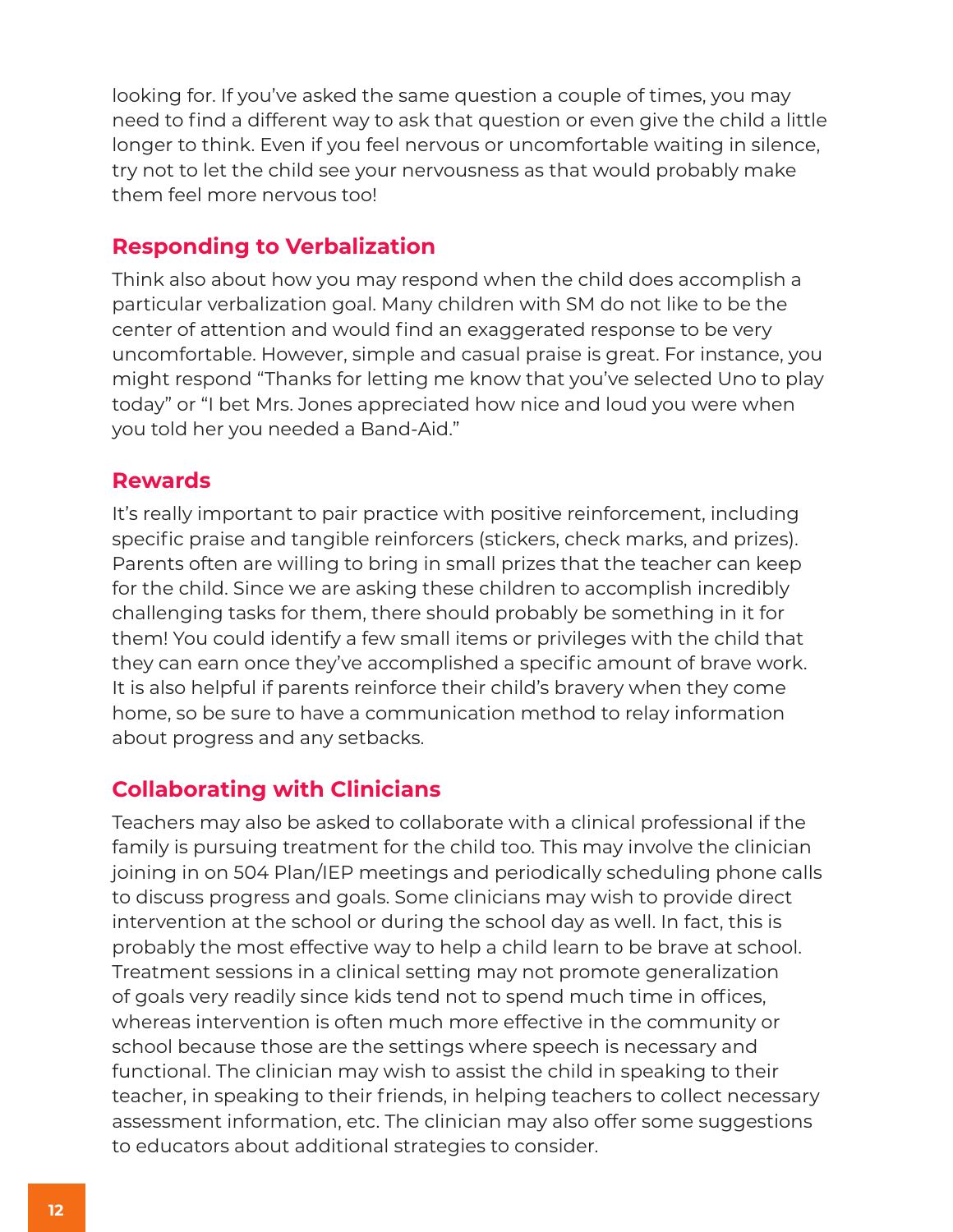looking for. If you've asked the same question a couple of times, you may need to find a different way to ask that question or even give the child a little longer to think. Even if you feel nervous or uncomfortable waiting in silence, try not to let the child see your nervousness as that would probably make them feel more nervous too!

## Responding to Verbalization

Think also about how you may respond when the child does accomplish a particular verbalization goal. Many children with SM do not like to be the center of attention and would find an exaggerated response to be very uncomfortable. However, simple and casual praise is great. For instance, you might respond "Thanks for letting me know that you've selected Uno to play today" or "I bet Mrs. Jones appreciated how nice and loud you were when you told her you needed a Band-Aid."

## Rewards

It's really important to pair practice with positive reinforcement, including specific praise and tangible reinforcers (stickers, check marks, and prizes). Parents often are willing to bring in small prizes that the teacher can keep for the child. Since we are asking these children to accomplish incredibly challenging tasks for them, there should probably be something in it for them! You could identify a few small items or privileges with the child that they can earn once they've accomplished a specific amount of brave work. It is also helpful if parents reinforce their child's bravery when they come home, so be sure to have a communication method to relay information about progress and any setbacks.

## Collaborating with Clinicians

Teachers may also be asked to collaborate with a clinical professional if the family is pursuing treatment for the child too. This may involve the clinician joining in on 504 Plan/IEP meetings and periodically scheduling phone calls to discuss progress and goals. Some clinicians may wish to provide direct intervention at the school or during the school day as well. In fact, this is probably the most effective way to help a child learn to be brave at school. Treatment sessions in a clinical setting may not promote generalization of goals very readily since kids tend not to spend much time in offices, whereas intervention is often much more effective in the community or school because those are the settings where speech is necessary and functional. The clinician may wish to assist the child in speaking to their teacher, in speaking to their friends, in helping teachers to collect necessary assessment information, etc. The clinician may also offer some suggestions to educators about additional strategies to consider.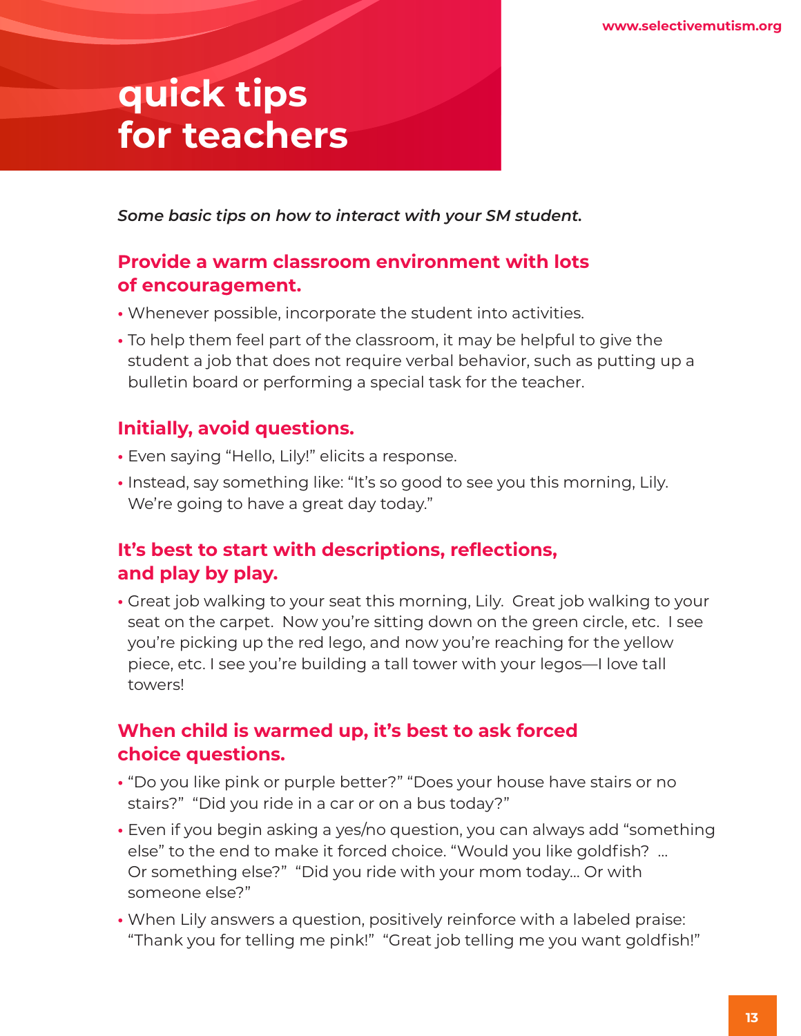# quick tips for teachers

*Some basic tips on how to interact with your SM student.*

## Provide a warm classroom environment with lots of encouragement.

- Whenever possible, incorporate the student into activities.
- To help them feel part of the classroom, it may be helpful to give the student a job that does not require verbal behavior, such as putting up a bulletin board or performing a special task for the teacher.

## Initially, avoid questions.

- Even saying "Hello, Lily!" elicits a response.
- Instead, say something like: "It's so good to see you this morning, Lily. We're going to have a great day today."

## It's best to start with descriptions, reflections, and play by play.

- Great job walking to your seat this morning, Lily. Great job walking to your seat on the carpet. Now you're sitting down on the green circle, etc. I see you're picking up the red lego, and now you're reaching for the yellow piece, etc. I see you're building a tall tower with your legos—I love tall towers!

## When child is warmed up, it's best to ask forced choice questions.

- "Do you like pink or purple better?" "Does your house have stairs or no stairs?" "Did you ride in a car or on a bus today?"
- Even if you begin asking a yes/no question, you can always add "something else" to the end to make it forced choice. "Would you like goldfish? … Or something else?" "Did you ride with your mom today… Or with someone else?"
- When Lily answers a question, positively reinforce with a labeled praise: "Thank you for telling me pink!" "Great job telling me you want goldfish!"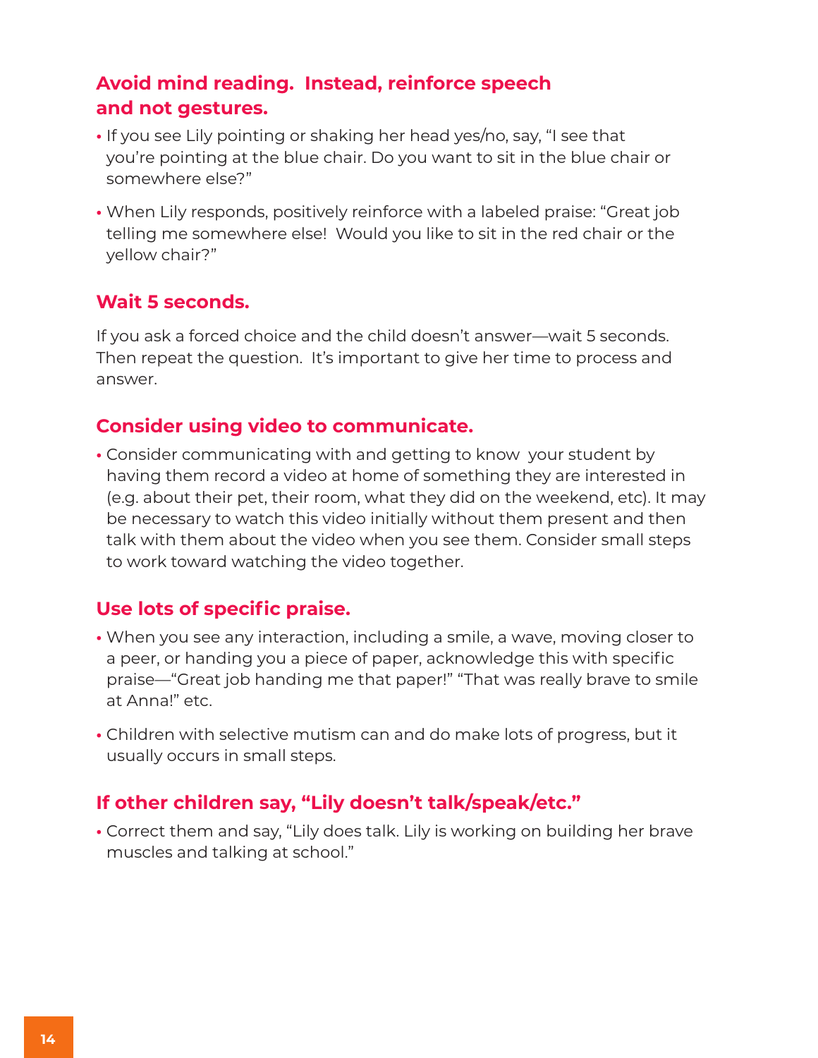### Avoid mind reading. Instead, reinforce speech and not gestures.

- If you see Lily pointing or shaking her head yes/no, say, "I see that you're pointing at the blue chair. Do you want to sit in the blue chair or somewhere else?"
- When Lily responds, positively reinforce with a labeled praise: "Great job telling me somewhere else! Would you like to sit in the red chair or the yellow chair?"

### Wait 5 seconds.

If you ask a forced choice and the child doesn't answer—wait 5 seconds. Then repeat the question. It's important to give her time to process and answer.

### Consider using video to communicate.

- Consider communicating with and getting to know your student by having them record a video at home of something they are interested in (e.g. about their pet, their room, what they did on the weekend, etc). It may be necessary to watch this video initially without them present and then talk with them about the video when you see them. Consider small steps to work toward watching the video together.

### Use lots of specific praise.

- When you see any interaction, including a smile, a wave, moving closer to a peer, or handing you a piece of paper, acknowledge this with specific praise—"Great job handing me that paper!" "That was really brave to smile at Anna!" etc.
- Children with selective mutism can and do make lots of progress, but it usually occurs in small steps.

### If other children say, "Lily doesn't talk/speak/etc."

- Correct them and say, "Lily does talk. Lily is working on building her brave muscles and talking at school."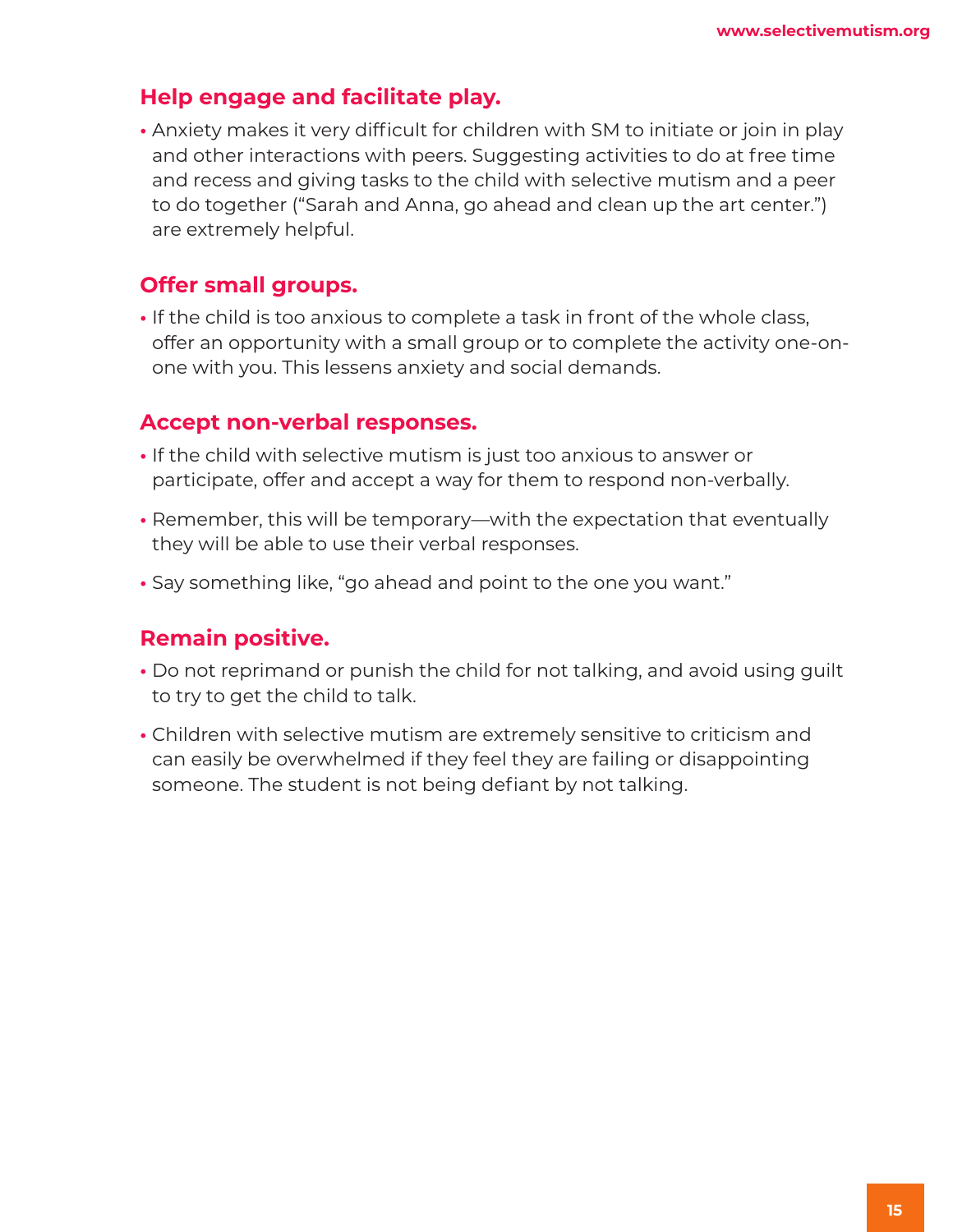## Help engage and facilitate play.

- Anxiety makes it very difficult for children with SM to initiate or join in play and other interactions with peers. Suggesting activities to do at free time and recess and giving tasks to the child with selective mutism and a peer to do together ("Sarah and Anna, go ahead and clean up the art center.") are extremely helpful.

## Offer small groups.

- If the child is too anxious to complete a task in front of the whole class, offer an opportunity with a small group or to complete the activity one-on-one with you. This lessens anxiety and social demands.

## Accept non-verbal responses.

- If the child with selective mutism is just too anxious to answer or participate, offer and accept a way for them to respond non-verbally.
- Remember, this will be temporary—with the expectation that eventually they will be able to use their verbal responses.
- Say something like, "go ahead and point to the one you want."

## Remain positive.

- Do not reprimand or punish the child for not talking, and avoid using guilt to try to get the child to talk.
- Children with selective mutism are extremely sensitive to criticism and can easily be overwhelmed if they feel they are failing or disappointing someone. The student is not being defiant by not talking.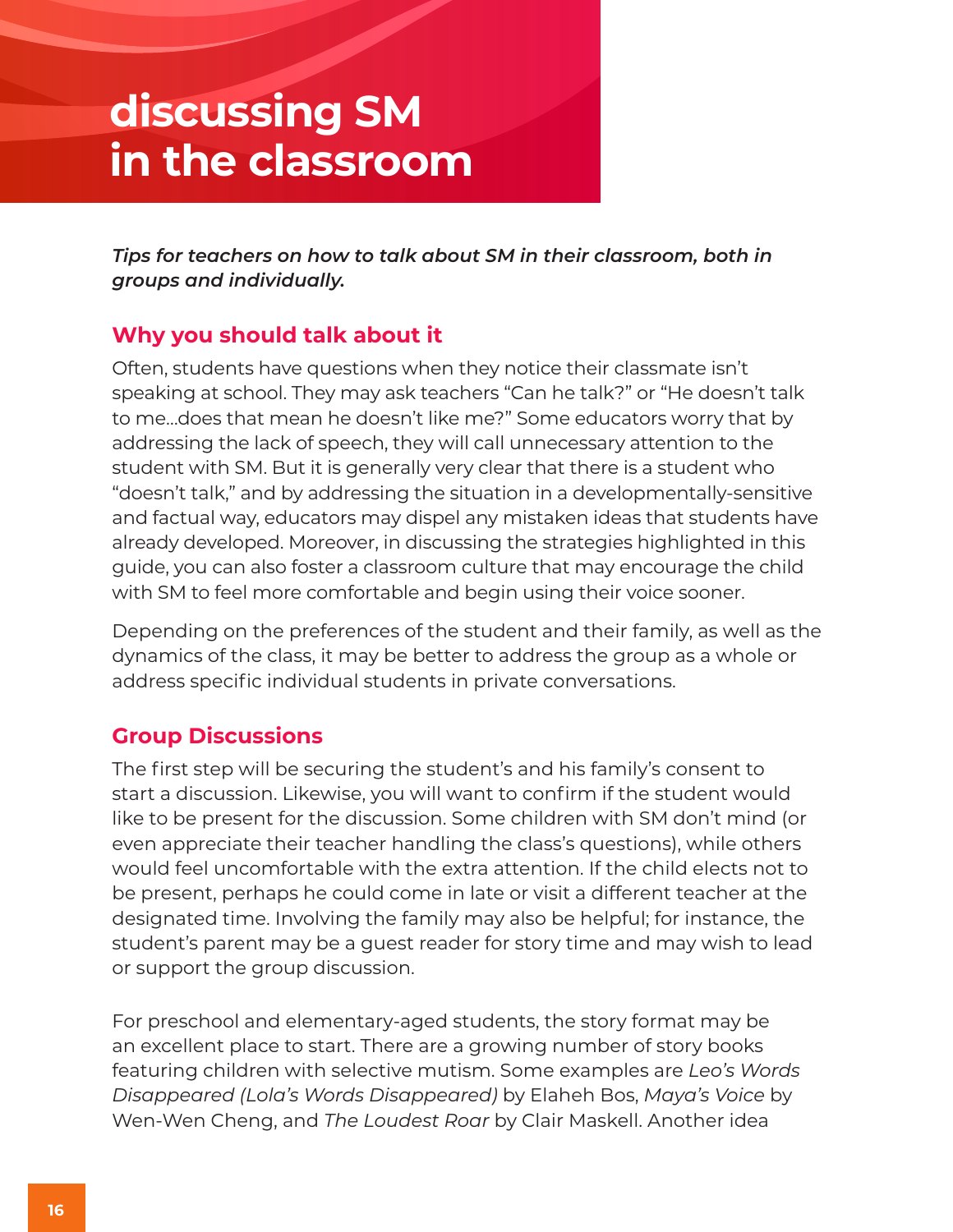# discussing SM in the classroom

***Tips for teachers on how to talk about SM in their classroom, both in groups and individually.***

## Why you should talk about it

Often, students have questions when they notice their classmate isn't speaking at school. They may ask teachers "Can he talk?" or "He doesn't talk to me…does that mean he doesn't like me?" Some educators worry that by addressing the lack of speech, they will call unnecessary attention to the student with SM. But it is generally very clear that there is a student who "doesn't talk," and by addressing the situation in a developmentally-sensitive and factual way, educators may dispel any mistaken ideas that students have already developed. Moreover, in discussing the strategies highlighted in this guide, you can also foster a classroom culture that may encourage the child with SM to feel more comfortable and begin using their voice sooner.

Depending on the preferences of the student and their family, as well as the dynamics of the class, it may be better to address the group as a whole or address specific individual students in private conversations.

## Group Discussions

The first step will be securing the student's and his family's consent to start a discussion. Likewise, you will want to confirm if the student would like to be present for the discussion. Some children with SM don't mind (or even appreciate their teacher handling the class's questions), while others would feel uncomfortable with the extra attention. If the child elects not to be present, perhaps he could come in late or visit a different teacher at the designated time. Involving the family may also be helpful; for instance, the student's parent may be a guest reader for story time and may wish to lead or support the group discussion.

For preschool and elementary-aged students, the story format may be an excellent place to start. There are a growing number of story books featuring children with selective mutism. Some examples are *Leo's Words Disappeared (Lola's Words Disappeared)* by Elaheh Bos, *Maya's Voice* by Wen-Wen Cheng, and *The Loudest Roar* by Clair Maskell. Another idea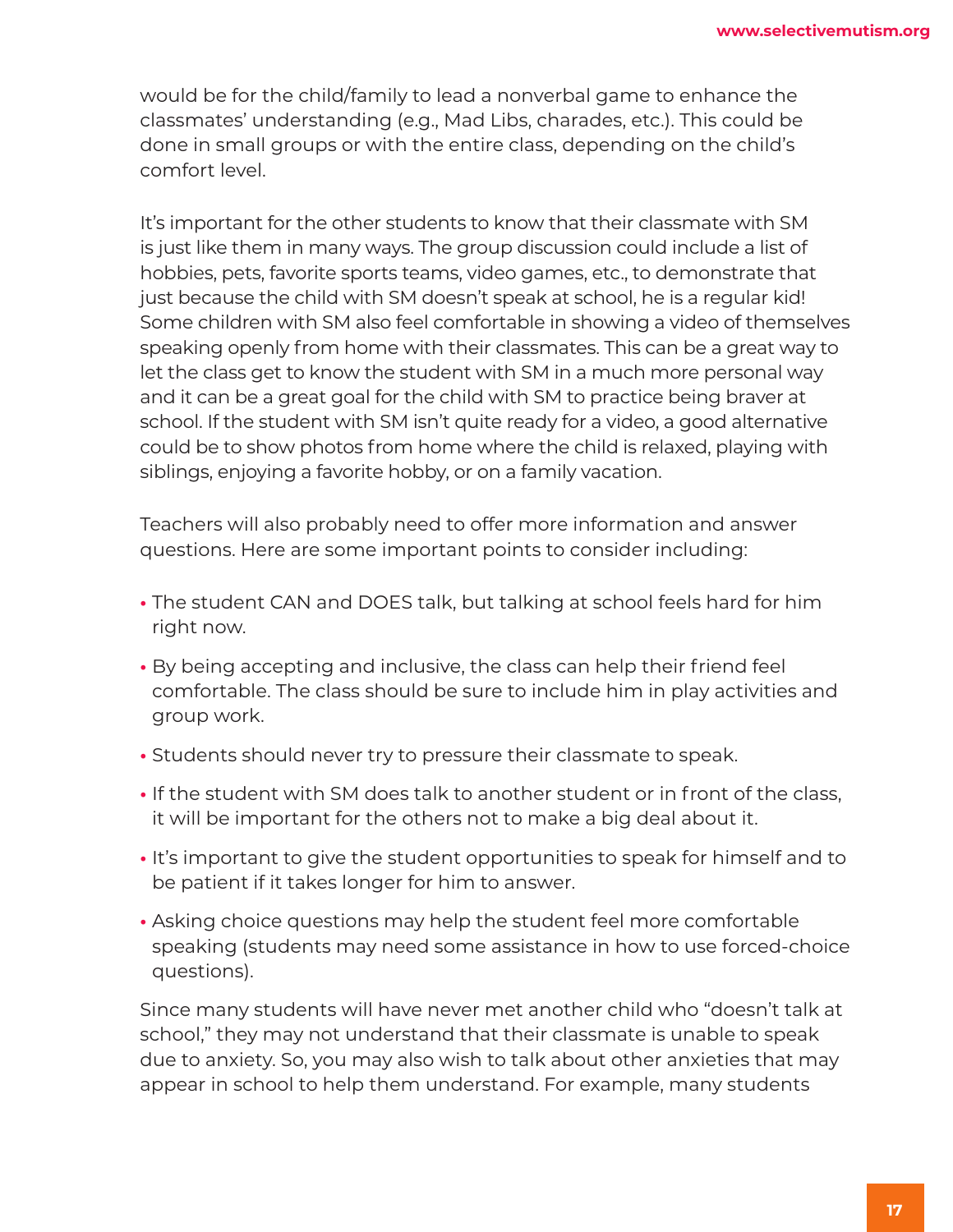would be for the child/family to lead a nonverbal game to enhance the classmates' understanding (e.g., Mad Libs, charades, etc.). This could be done in small groups or with the entire class, depending on the child's comfort level.

It's important for the other students to know that their classmate with SM is just like them in many ways. The group discussion could include a list of hobbies, pets, favorite sports teams, video games, etc., to demonstrate that just because the child with SM doesn't speak at school, he is a regular kid! Some children with SM also feel comfortable in showing a video of themselves speaking openly from home with their classmates. This can be a great way to let the class get to know the student with SM in a much more personal way and it can be a great goal for the child with SM to practice being braver at school. If the student with SM isn't quite ready for a video, a good alternative could be to show photos from home where the child is relaxed, playing with siblings, enjoying a favorite hobby, or on a family vacation.

Teachers will also probably need to offer more information and answer questions. Here are some important points to consider including:

- The student CAN and DOES talk, but talking at school feels hard for him right now.
- By being accepting and inclusive, the class can help their friend feel comfortable. The class should be sure to include him in play activities and group work.
- Students should never try to pressure their classmate to speak.
- If the student with SM does talk to another student or in front of the class, it will be important for the others not to make a big deal about it.
- It's important to give the student opportunities to speak for himself and to be patient if it takes longer for him to answer.
- Asking choice questions may help the student feel more comfortable speaking (students may need some assistance in how to use forced-choice questions).

Since many students will have never met another child who "doesn't talk at school," they may not understand that their classmate is unable to speak due to anxiety. So, you may also wish to talk about other anxieties that may appear in school to help them understand. For example, many students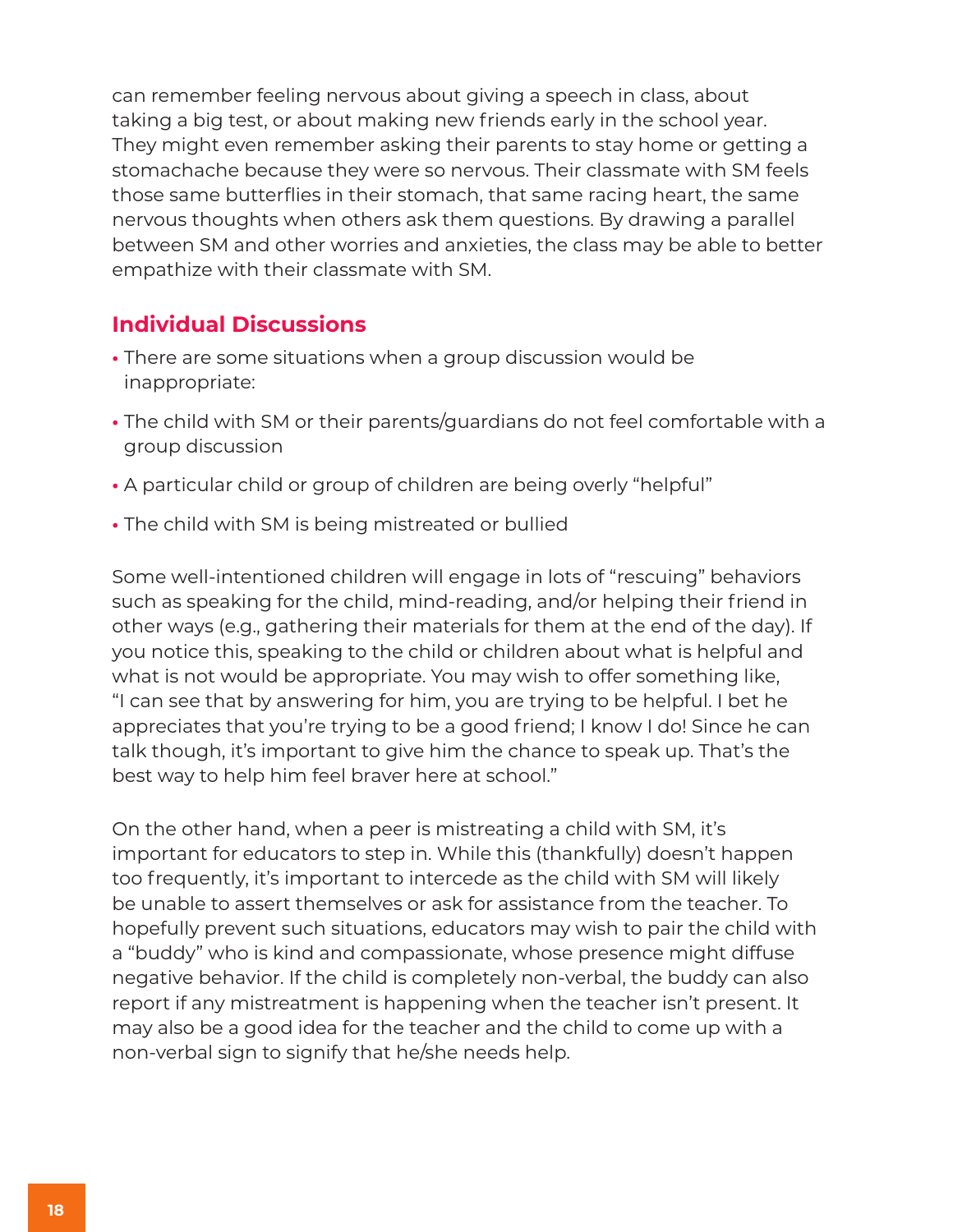can remember feeling nervous about giving a speech in class, about taking a big test, or about making new friends early in the school year. They might even remember asking their parents to stay home or getting a stomachache because they were so nervous. Their classmate with SM feels those same butterflies in their stomach, that same racing heart, the same nervous thoughts when others ask them questions. By drawing a parallel between SM and other worries and anxieties, the class may be able to better empathize with their classmate with SM.

## Individual Discussions

- There are some situations when a group discussion would be inappropriate:
- The child with SM or their parents/guardians do not feel comfortable with a group discussion
- A particular child or group of children are being overly "helpful"
- The child with SM is being mistreated or bullied

Some well-intentioned children will engage in lots of "rescuing" behaviors such as speaking for the child, mind-reading, and/or helping their friend in other ways (e.g., gathering their materials for them at the end of the day). If you notice this, speaking to the child or children about what is helpful and what is not would be appropriate. You may wish to offer something like, "I can see that by answering for him, you are trying to be helpful. I bet he appreciates that you're trying to be a good friend; I know I do! Since he can talk though, it's important to give him the chance to speak up. That's the best way to help him feel braver here at school."

On the other hand, when a peer is mistreating a child with SM, it's important for educators to step in. While this (thankfully) doesn't happen too frequently, it's important to intercede as the child with SM will likely be unable to assert themselves or ask for assistance from the teacher. To hopefully prevent such situations, educators may wish to pair the child with a "buddy" who is kind and compassionate, whose presence might diffuse negative behavior. If the child is completely non-verbal, the buddy can also report if any mistreatment is happening when the teacher isn't present. It may also be a good idea for the teacher and the child to come up with a non-verbal sign to signify that he/she needs help.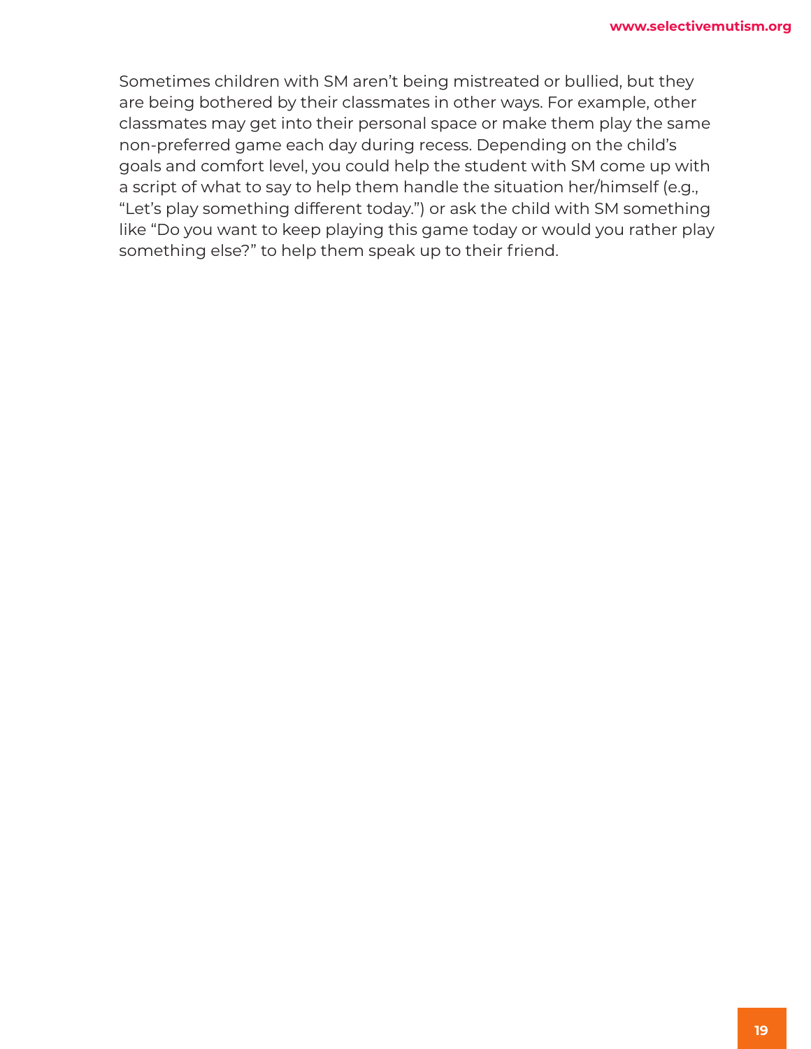Sometimes children with SM aren't being mistreated or bullied, but they are being bothered by their classmates in other ways. For example, other classmates may get into their personal space or make them play the same non-preferred game each day during recess. Depending on the child's goals and comfort level, you could help the student with SM come up with a script of what to say to help them handle the situation her/himself (e.g., "Let's play something different today.") or ask the child with SM something like "Do you want to keep playing this game today or would you rather play something else?" to help them speak up to their friend.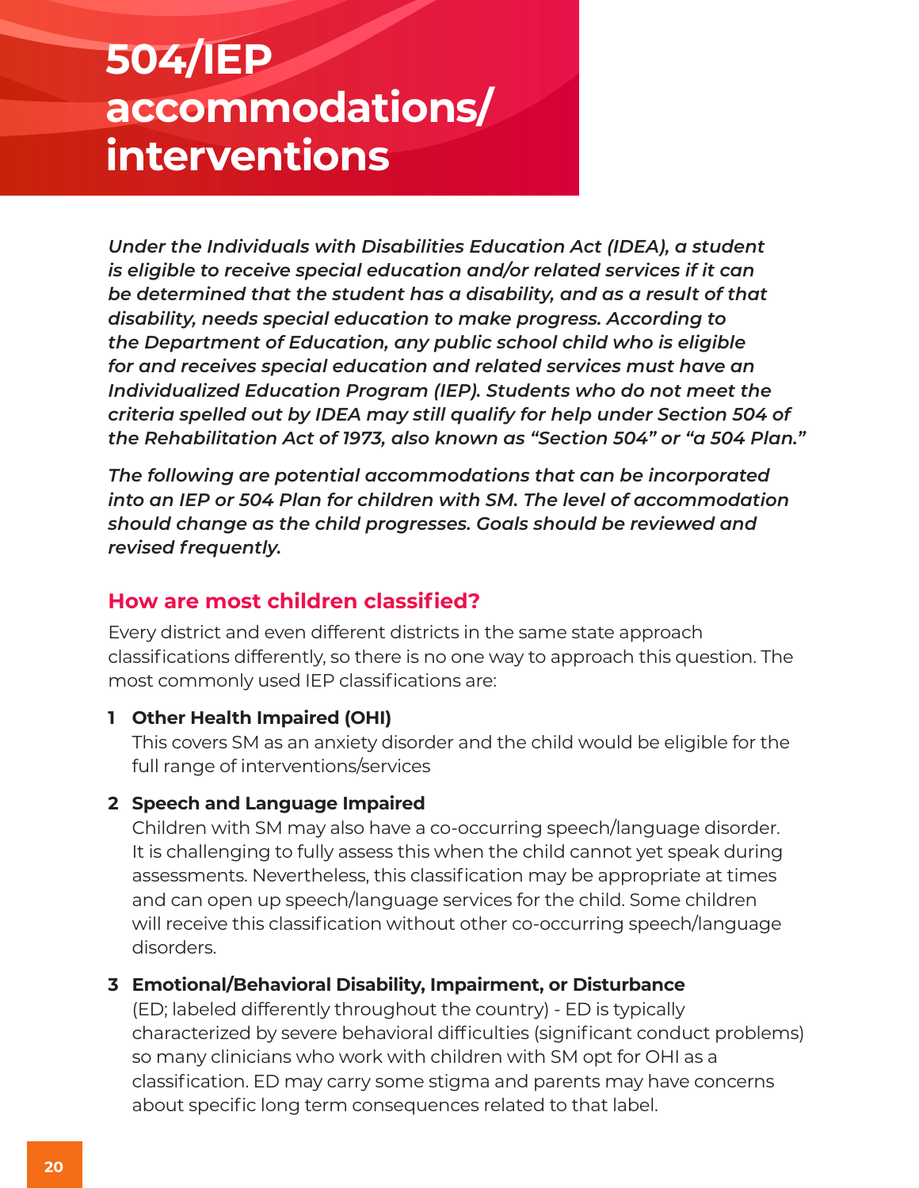# 504/IEP accommodations/ interventions

*Under the Individuals with Disabilities Education Act (IDEA), a student is eligible to receive special education and/or related services if it can be determined that the student has a disability, and as a result of that disability, needs special education to make progress. According to the Department of Education, any public school child who is eligible for and receives special education and related services must have an Individualized Education Program (IEP). Students who do not meet the criteria spelled out by IDEA may still qualify for help under Section 504 of the Rehabilitation Act of 1973, also known as "Section 504" or "a 504 Plan."*

*The following are potential accommodations that can be incorporated into an IEP or 504 Plan for children with SM. The level of accommodation should change as the child progresses. Goals should be reviewed and revised frequently.*

## How are most children classified?

Every district and even different districts in the same state approach classifications differently, so there is no one way to approach this question. The most commonly used IEP classifications are:

1. **Other Health Impaired (OHI)**
   This covers SM as an anxiety disorder and the child would be eligible for the full range of interventions/services

2. **Speech and Language Impaired**
   Children with SM may also have a co-occurring speech/language disorder. It is challenging to fully assess this when the child cannot yet speak during assessments. Nevertheless, this classification may be appropriate at times and can open up speech/language services for the child. Some children will receive this classification without other co-occurring speech/language disorders.

3. **Emotional/Behavioral Disability, Impairment, or Disturbance**
   (ED; labeled differently throughout the country) - ED is typically characterized by severe behavioral difficulties (significant conduct problems) so many clinicians who work with children with SM opt for OHI as a classification. ED may carry some stigma and parents may have concerns about specific long term consequences related to that label.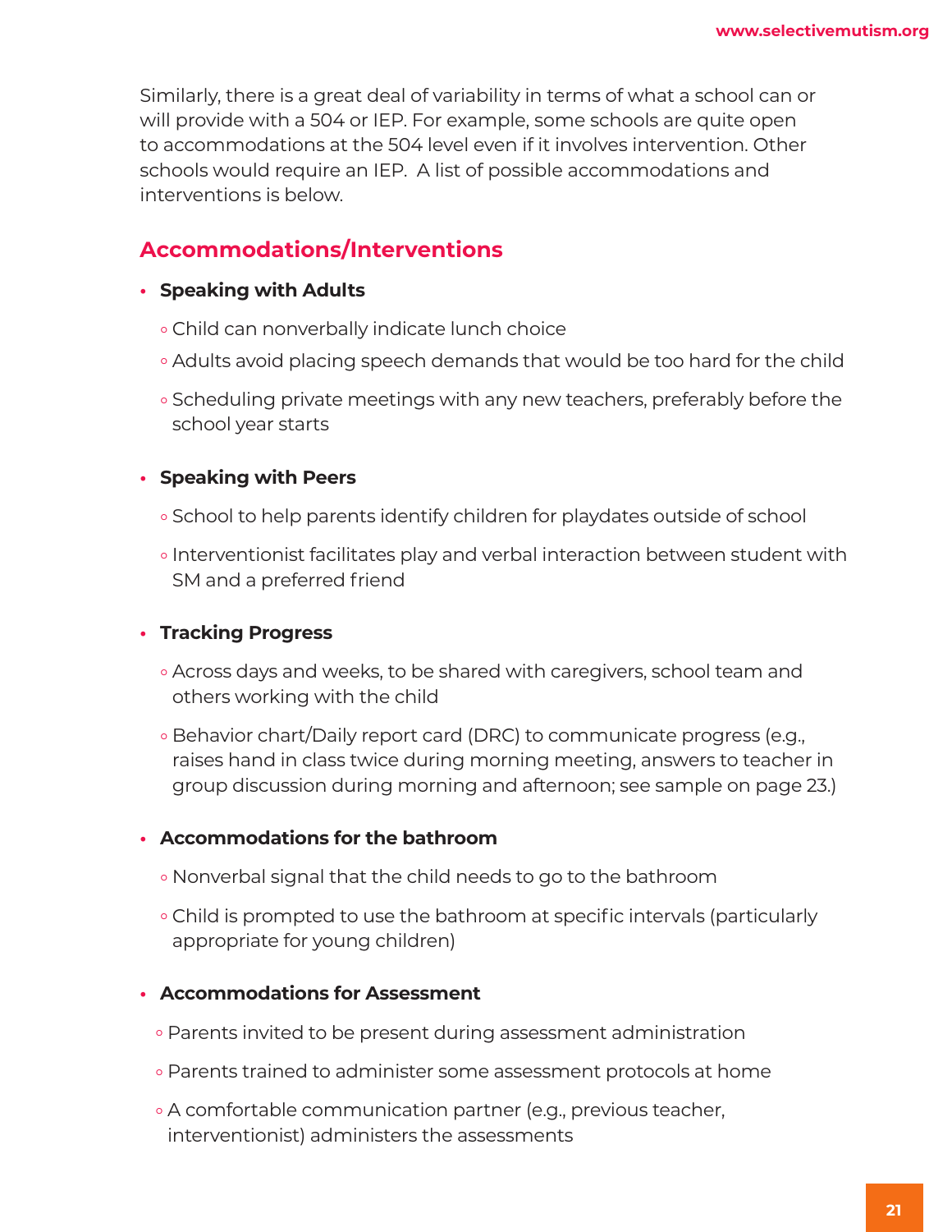Similarly, there is a great deal of variability in terms of what a school can or will provide with a 504 or IEP. For example, some schools are quite open to accommodations at the 504 level even if it involves intervention. Other schools would require an IEP. A list of possible accommodations and interventions is below.

## Accommodations/Interventions

- **Speaking with Adults**
  - Child can nonverbally indicate lunch choice
  - Adults avoid placing speech demands that would be too hard for the child
  - Scheduling private meetings with any new teachers, preferably before the school year starts
- **Speaking with Peers**
  - School to help parents identify children for playdates outside of school
  - Interventionist facilitates play and verbal interaction between student with SM and a preferred friend
- **Tracking Progress**
  - Across days and weeks, to be shared with caregivers, school team and others working with the child
  - Behavior chart/Daily report card (DRC) to communicate progress (e.g., raises hand in class twice during morning meeting, answers to teacher in group discussion during morning and afternoon; see sample on page 23.)
- **Accommodations for the bathroom**
  - Nonverbal signal that the child needs to go to the bathroom
  - Child is prompted to use the bathroom at specific intervals (particularly appropriate for young children)
- **Accommodations for Assessment**
  - Parents invited to be present during assessment administration
  - Parents trained to administer some assessment protocols at home
  - A comfortable communication partner (e.g., previous teacher, interventionist) administers the assessments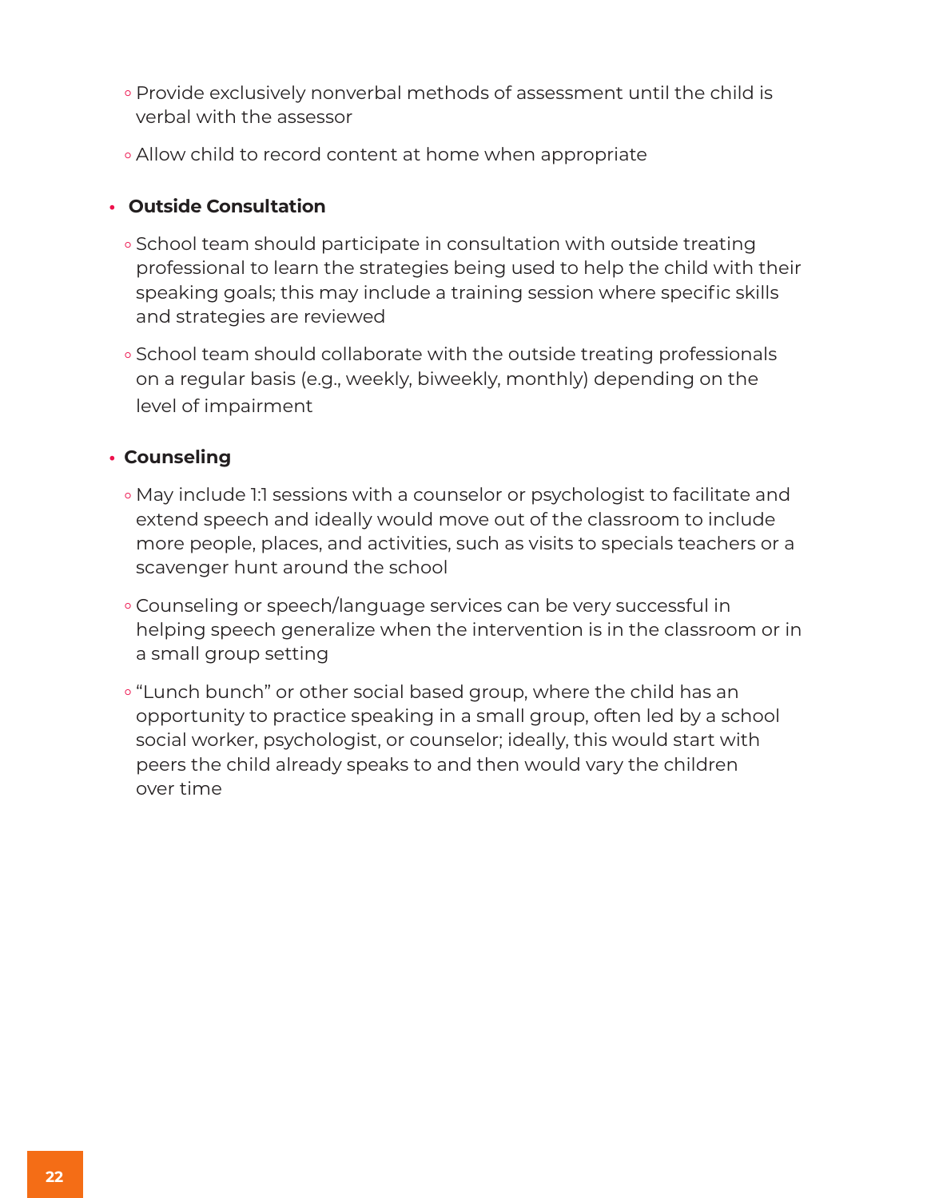- Provide exclusively nonverbal methods of assessment until the child is verbal with the assessor
  - Allow child to record content at home when appropriate

- **Outside Consultation**
  - School team should participate in consultation with outside treating professional to learn the strategies being used to help the child with their speaking goals; this may include a training session where specific skills and strategies are reviewed
  - School team should collaborate with the outside treating professionals on a regular basis (e.g., weekly, biweekly, monthly) depending on the level of impairment

- **Counseling**
  - May include 1:1 sessions with a counselor or psychologist to facilitate and extend speech and ideally would move out of the classroom to include more people, places, and activities, such as visits to specials teachers or a scavenger hunt around the school
  - Counseling or speech/language services can be very successful in helping speech generalize when the intervention is in the classroom or in a small group setting
  - "Lunch bunch" or other social based group, where the child has an opportunity to practice speaking in a small group, often led by a school social worker, psychologist, or counselor; ideally, this would start with peers the child already speaks to and then would vary the children over time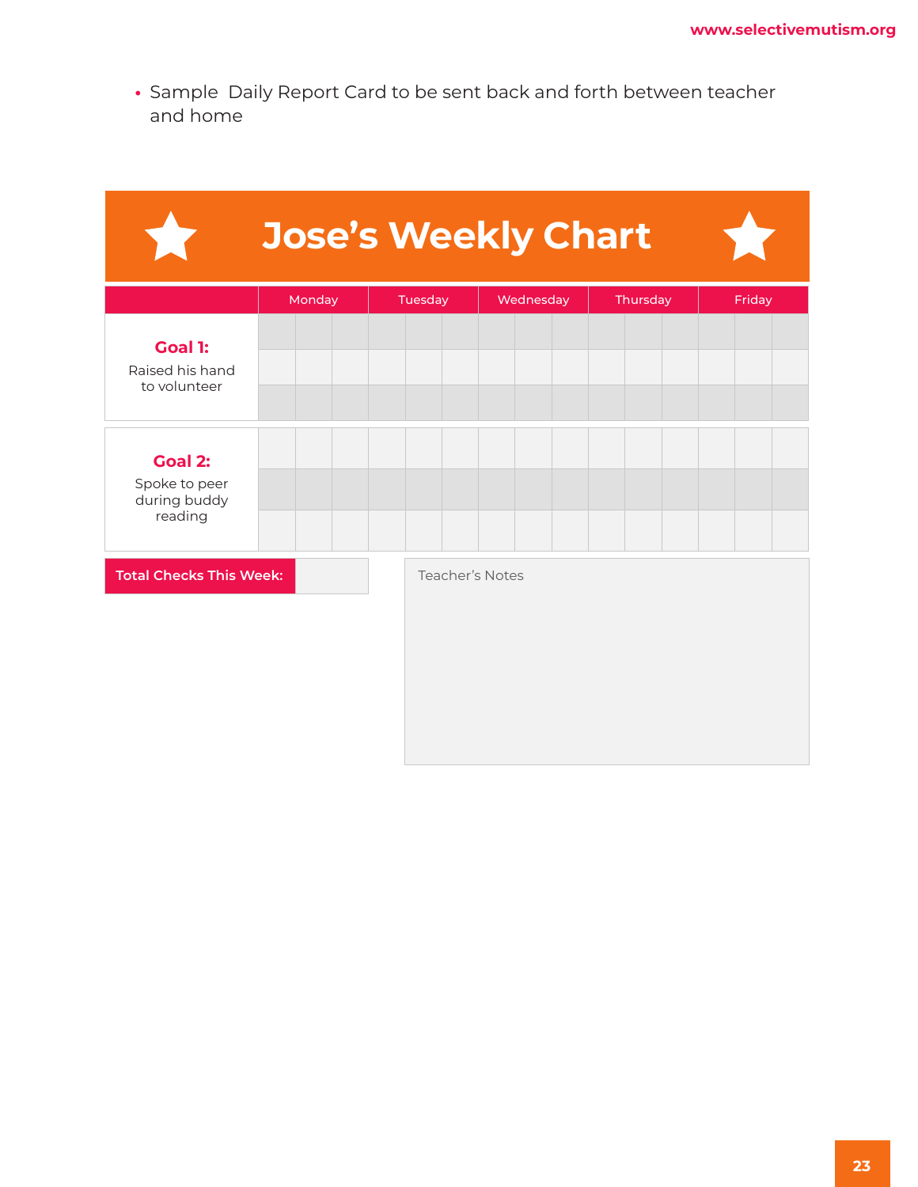- Sample Daily Report Card to be sent back and forth between teacher and home

# Jose's Weekly Chart

| | Monday | | | Tuesday | | | Wednesday | | | Thursday | | | Friday | | |
|---|---|---|---|---|---|---|---|---|---|---|---|---|---|---|---|
| **Goal 1:** Raised his hand to volunteer | | | | | | | | | | | | | | | |
| | | | | | | | | | | | | | | | |
| | | | | | | | | | | | | | | | |
| **Goal 2:** Spoke to peer during buddy reading | | | | | | | | | | | | | | | |
| | | | | | | | | | | | | | | | |
| | | | | | | | | | | | | | | | |

**Total Checks This Week:**

Teacher's Notes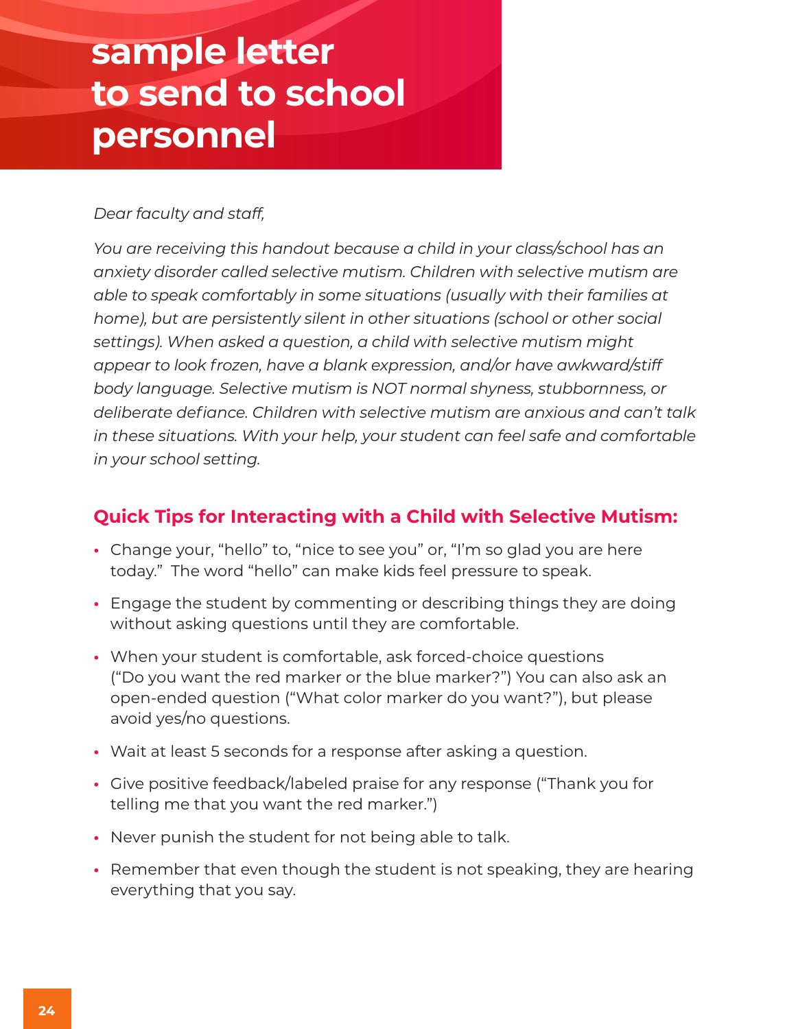# sample letter to send to school personnel

*Dear faculty and staff,*

*You are receiving this handout because a child in your class/school has an anxiety disorder called selective mutism. Children with selective mutism are able to speak comfortably in some situations (usually with their families at home), but are persistently silent in other situations (school or other social settings). When asked a question, a child with selective mutism might appear to look frozen, have a blank expression, and/or have awkward/stiff body language. Selective mutism is NOT normal shyness, stubbornness, or deliberate defiance. Children with selective mutism are anxious and can't talk in these situations. With your help, your student can feel safe and comfortable in your school setting.*

## Quick Tips for Interacting with a Child with Selective Mutism:

- Change your, "hello" to, "nice to see you" or, "I'm so glad you are here today." The word "hello" can make kids feel pressure to speak.
- Engage the student by commenting or describing things they are doing without asking questions until they are comfortable.
- When your student is comfortable, ask forced-choice questions ("Do you want the red marker or the blue marker?") You can also ask an open-ended question ("What color marker do you want?"), but please avoid yes/no questions.
- Wait at least 5 seconds for a response after asking a question.
- Give positive feedback/labeled praise for any response ("Thank you for telling me that you want the red marker.")
- Never punish the student for not being able to talk.
- Remember that even though the student is not speaking, they are hearing everything that you say.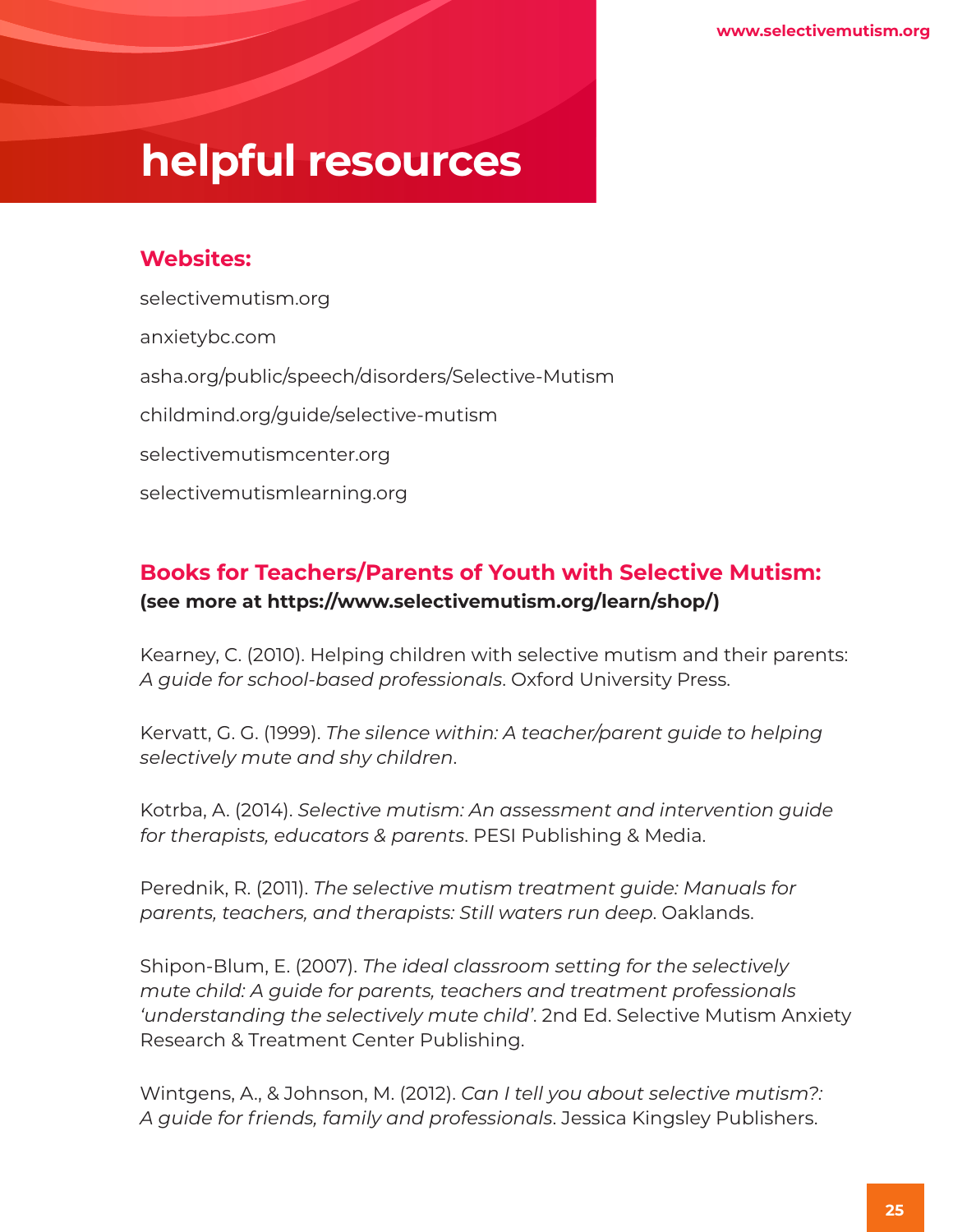# helpful resources

## Websites:

selectivemutism.org

anxietybc.com

asha.org/public/speech/disorders/Selective-Mutism

childmind.org/guide/selective-mutism

selectivemutismcenter.org

selectivemutismlearning.org

## Books for Teachers/Parents of Youth with Selective Mutism:

**(see more at https://www.selectivemutism.org/learn/shop/)**

Kearney, C. (2010). Helping children with selective mutism and their parents: *A guide for school-based professionals*. Oxford University Press.

Kervatt, G. G. (1999). *The silence within: A teacher/parent guide to helping selectively mute and shy children*.

Kotrba, A. (2014). *Selective mutism: An assessment and intervention guide for therapists, educators & parents*. PESI Publishing & Media.

Perednik, R. (2011). *The selective mutism treatment guide: Manuals for parents, teachers, and therapists: Still waters run deep*. Oaklands.

Shipon-Blum, E. (2007). *The ideal classroom setting for the selectively mute child: A guide for parents, teachers and treatment professionals 'understanding the selectively mute child'*. 2nd Ed. Selective Mutism Anxiety Research & Treatment Center Publishing.

Wintgens, A., & Johnson, M. (2012). *Can I tell you about selective mutism?: A guide for friends, family and professionals*. Jessica Kingsley Publishers.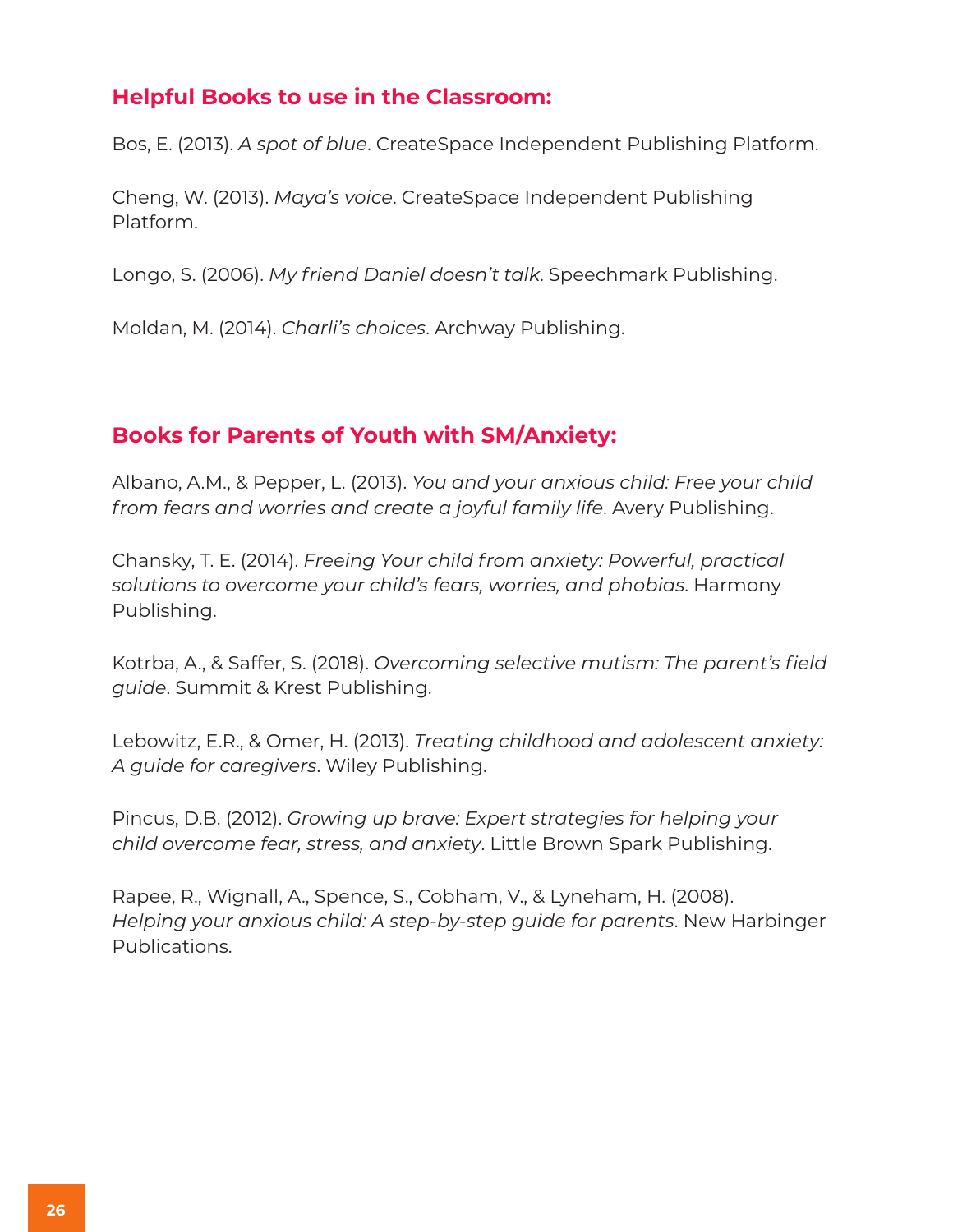## Helpful Books to use in the Classroom:

Bos, E. (2013). *A spot of blue*. CreateSpace Independent Publishing Platform.

Cheng, W. (2013). *Maya's voice*. CreateSpace Independent Publishing Platform.

Longo, S. (2006). *My friend Daniel doesn't talk*. Speechmark Publishing.

Moldan, M. (2014). *Charli's choices*. Archway Publishing.

## Books for Parents of Youth with SM/Anxiety:

Albano, A.M., & Pepper, L. (2013). *You and your anxious child: Free your child from fears and worries and create a joyful family life*. Avery Publishing.

Chansky, T. E. (2014). *Freeing Your child from anxiety: Powerful, practical solutions to overcome your child's fears, worries, and phobias*. Harmony Publishing.

Kotrba, A., & Saffer, S. (2018). *Overcoming selective mutism: The parent's field guide*. Summit & Krest Publishing.

Lebowitz, E.R., & Omer, H. (2013). *Treating childhood and adolescent anxiety: A guide for caregivers*. Wiley Publishing.

Pincus, D.B. (2012). *Growing up brave: Expert strategies for helping your child overcome fear, stress, and anxiety*. Little Brown Spark Publishing.

Rapee, R., Wignall, A., Spence, S., Cobham, V., & Lyneham, H. (2008). *Helping your anxious child: A step-by-step guide for parents*. New Harbinger Publications.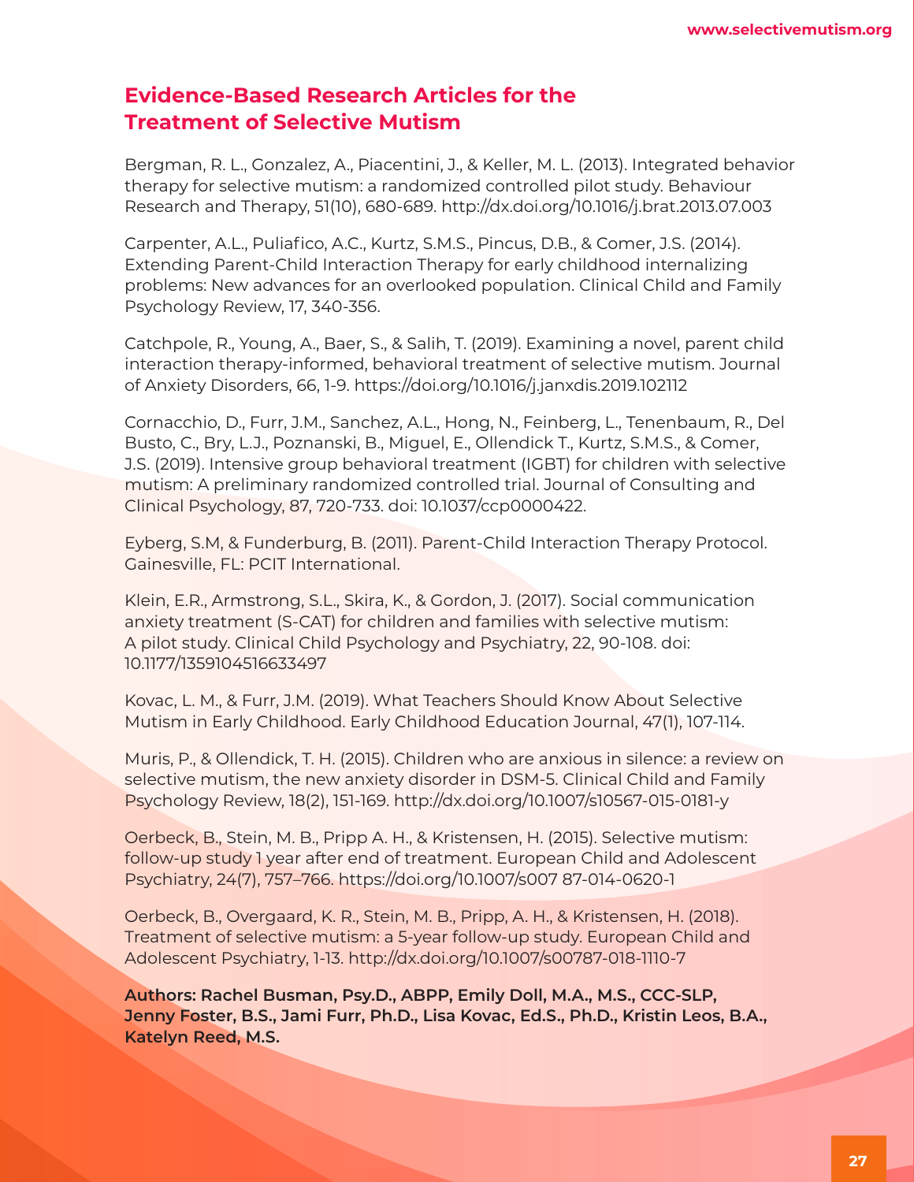## Evidence-Based Research Articles for the Treatment of Selective Mutism

Bergman, R. L., Gonzalez, A., Piacentini, J., & Keller, M. L. (2013). Integrated behavior therapy for selective mutism: a randomized controlled pilot study. Behaviour Research and Therapy, 51(10), 680-689. http://dx.doi.org/10.1016/j.brat.2013.07.003

Carpenter, A.L., Puliafico, A.C., Kurtz, S.M.S., Pincus, D.B., & Comer, J.S. (2014). Extending Parent-Child Interaction Therapy for early childhood internalizing problems: New advances for an overlooked population. Clinical Child and Family Psychology Review, 17, 340-356.

Catchpole, R., Young, A., Baer, S., & Salih, T. (2019). Examining a novel, parent child interaction therapy-informed, behavioral treatment of selective mutism. Journal of Anxiety Disorders, 66, 1-9. https://doi.org/10.1016/j.janxdis.2019.102112

Cornacchio, D., Furr, J.M., Sanchez, A.L., Hong, N., Feinberg, L., Tenenbaum, R., Del Busto, C., Bry, L.J., Poznanski, B., Miguel, E., Ollendick T., Kurtz, S.M.S., & Comer, J.S. (2019). Intensive group behavioral treatment (IGBT) for children with selective mutism: A preliminary randomized controlled trial. Journal of Consulting and Clinical Psychology, 87, 720-733. doi: 10.1037/ccp0000422.

Eyberg, S.M, & Funderburg, B. (2011). Parent-Child Interaction Therapy Protocol. Gainesville, FL: PCIT International.

Klein, E.R., Armstrong, S.L., Skira, K., & Gordon, J. (2017). Social communication anxiety treatment (S-CAT) for children and families with selective mutism: A pilot study. Clinical Child Psychology and Psychiatry, 22, 90-108. doi: 10.1177/1359104516633497

Kovac, L. M., & Furr, J.M. (2019). What Teachers Should Know About Selective Mutism in Early Childhood. Early Childhood Education Journal, 47(1), 107-114.

Muris, P., & Ollendick, T. H. (2015). Children who are anxious in silence: a review on selective mutism, the new anxiety disorder in DSM-5. Clinical Child and Family Psychology Review, 18(2), 151-169. http://dx.doi.org/10.1007/s10567-015-0181-y

Oerbeck, B., Stein, M. B., Pripp A. H., & Kristensen, H. (2015). Selective mutism: follow-up study 1 year after end of treatment. European Child and Adolescent Psychiatry, 24(7), 757–766. https://doi.org/10.1007/s007 87-014-0620-1

Oerbeck, B., Overgaard, K. R., Stein, M. B., Pripp, A. H., & Kristensen, H. (2018). Treatment of selective mutism: a 5-year follow-up study. European Child and Adolescent Psychiatry, 1-13. http://dx.doi.org/10.1007/s00787-018-1110-7

**Authors: Rachel Busman, Psy.D., ABPP, Emily Doll, M.A., M.S., CCC-SLP, Jenny Foster, B.S., Jami Furr, Ph.D., Lisa Kovac, Ed.S., Ph.D., Kristin Leos, B.A., Katelyn Reed, M.S.**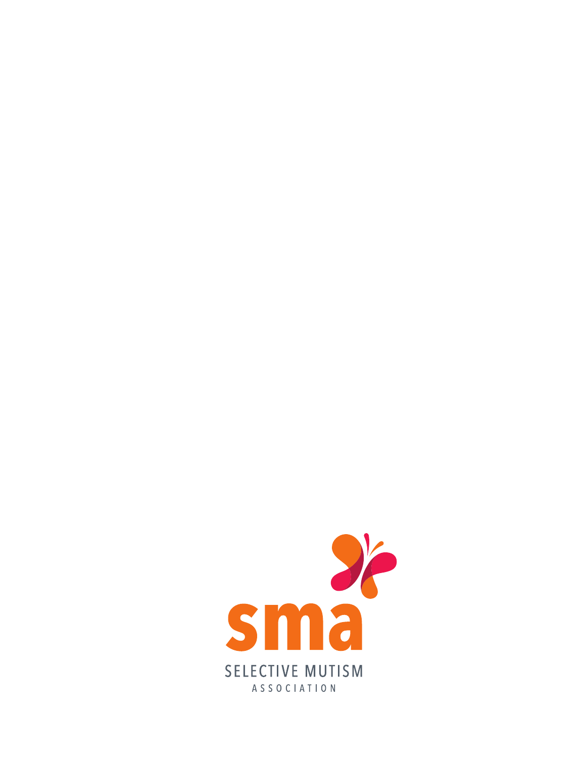sma

SELECTIVE MUTISM

ASSOCIATION